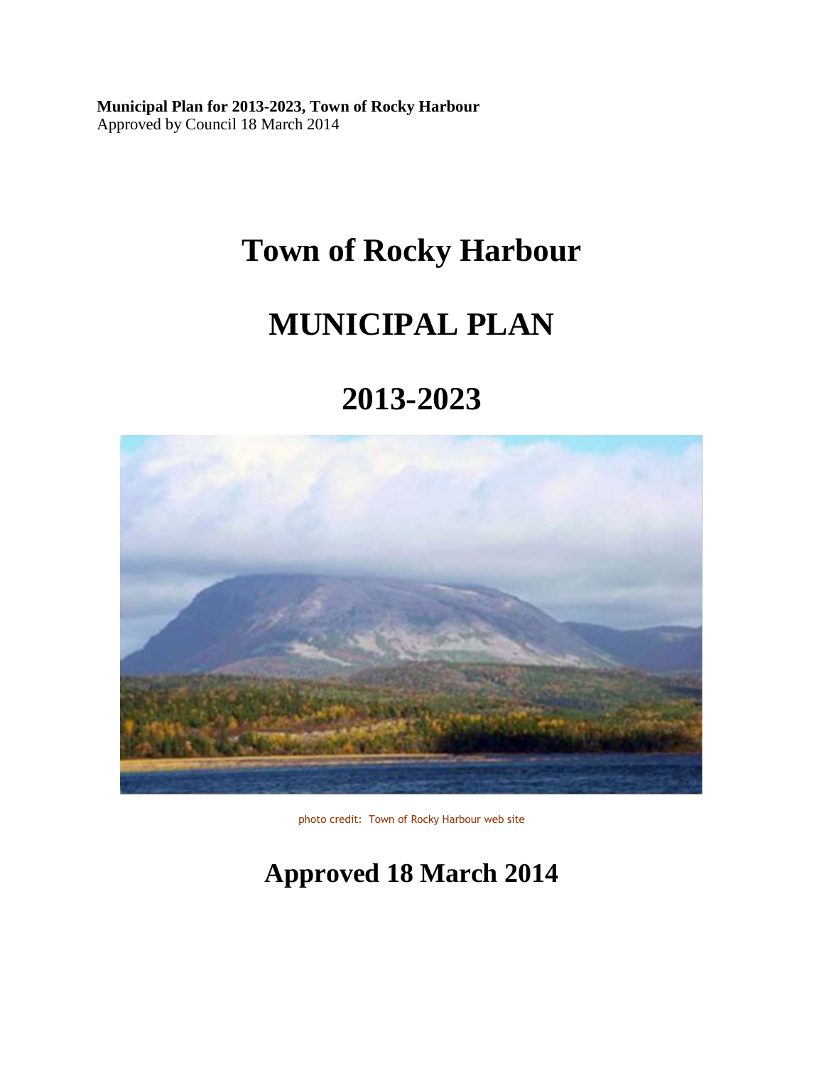**Municipal Plan for 2013-2023, Town of Rocky Harbour**
Approved by Council 18 March 2014

# Town of Rocky Harbour

# MUNICIPAL PLAN

# 2013-2023

photo credit: Town of Rocky Harbour web site

## Approved 18 March 2014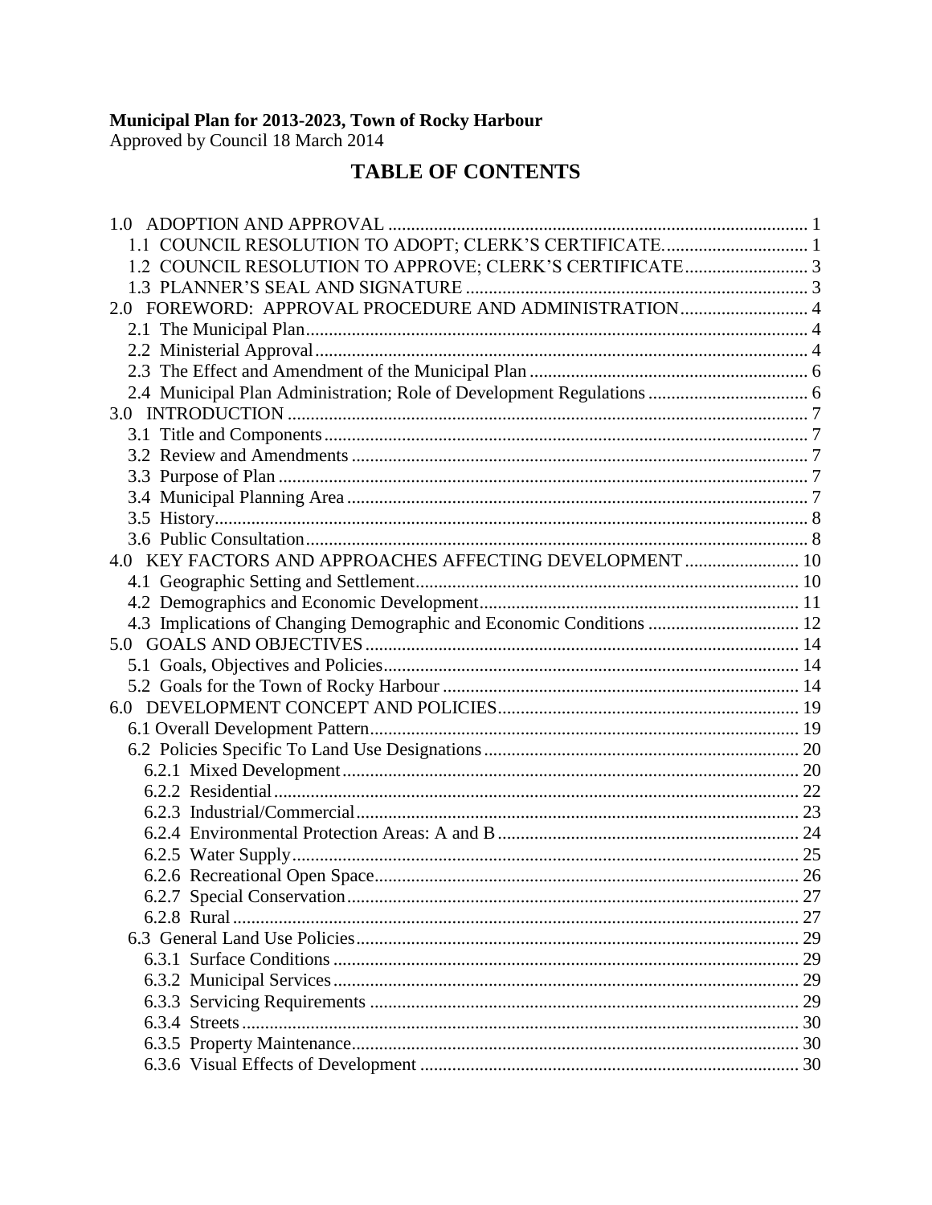**Municipal Plan for 2013-2023, Town of Rocky Harbour**
Approved by Council 18 March 2014

# TABLE OF CONTENTS

1.0 ADOPTION AND APPROVAL ........................................ 1
- 1.1 COUNCIL RESOLUTION TO ADOPT; CLERK'S CERTIFICATE. ........................................ 1
- 1.2 COUNCIL RESOLUTION TO APPROVE; CLERK'S CERTIFICATE ........................................ 3
- 1.3 PLANNER'S SEAL AND SIGNATURE ........................................ 3

2.0 FOREWORD: APPROVAL PROCEDURE AND ADMINISTRATION ........................................ 4
- 2.1 The Municipal Plan ........................................ 4
- 2.2 Ministerial Approval ........................................ 4
- 2.3 The Effect and Amendment of the Municipal Plan ........................................ 6
- 2.4 Municipal Plan Administration; Role of Development Regulations ........................................ 6

3.0 INTRODUCTION ........................................ 7
- 3.1 Title and Components ........................................ 7
- 3.2 Review and Amendments ........................................ 7
- 3.3 Purpose of Plan ........................................ 7
- 3.4 Municipal Planning Area ........................................ 7
- 3.5 History ........................................ 8
- 3.6 Public Consultation ........................................ 8

4.0 KEY FACTORS AND APPROACHES AFFECTING DEVELOPMENT ........................................ 10
- 4.1 Geographic Setting and Settlement ........................................ 10
- 4.2 Demographics and Economic Development ........................................ 11
- 4.3 Implications of Changing Demographic and Economic Conditions ........................................ 12

5.0 GOALS AND OBJECTIVES ........................................ 14
- 5.1 Goals, Objectives and Policies ........................................ 14
- 5.2 Goals for the Town of Rocky Harbour ........................................ 14

6.0 DEVELOPMENT CONCEPT AND POLICIES ........................................ 19
- 6.1 Overall Development Pattern ........................................ 19
- 6.2 Policies Specific To Land Use Designations ........................................ 20
  - 6.2.1 Mixed Development ........................................ 20
  - 6.2.2 Residential ........................................ 22
  - 6.2.3 Industrial/Commercial ........................................ 23
  - 6.2.4 Environmental Protection Areas: A and B ........................................ 24
  - 6.2.5 Water Supply ........................................ 25
  - 6.2.6 Recreational Open Space ........................................ 26
  - 6.2.7 Special Conservation ........................................ 27
  - 6.2.8 Rural ........................................ 27
- 6.3 General Land Use Policies ........................................ 29
  - 6.3.1 Surface Conditions ........................................ 29
  - 6.3.2 Municipal Services ........................................ 29
  - 6.3.3 Servicing Requirements ........................................ 29
  - 6.3.4 Streets ........................................ 30
  - 6.3.5 Property Maintenance ........................................ 30
  - 6.3.6 Visual Effects of Development ........................................ 30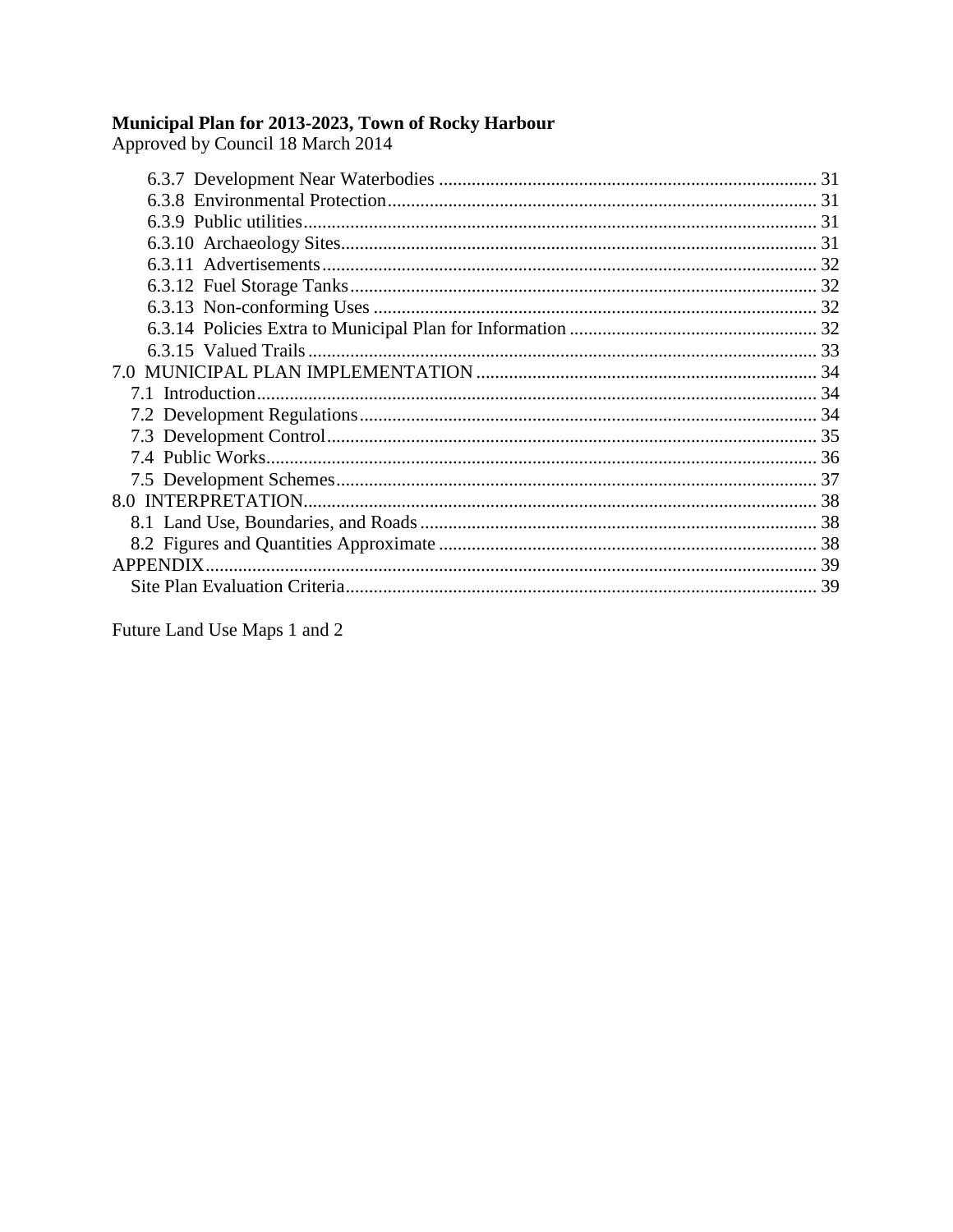**Municipal Plan for 2013-2023, Town of Rocky Harbour**
Approved by Council 18 March 2014

- 6.3.7 Development Near Waterbodies ... 31
- 6.3.8 Environmental Protection ... 31
- 6.3.9 Public utilities ... 31
- 6.3.10 Archaeology Sites ... 31
- 6.3.11 Advertisements ... 32
- 6.3.12 Fuel Storage Tanks ... 32
- 6.3.13 Non-conforming Uses ... 32
- 6.3.14 Policies Extra to Municipal Plan for Information ... 32
- 6.3.15 Valued Trails ... 33

7.0 MUNICIPAL PLAN IMPLEMENTATION ... 34
- 7.1 Introduction ... 34
- 7.2 Development Regulations ... 34
- 7.3 Development Control ... 35
- 7.4 Public Works ... 36
- 7.5 Development Schemes ... 37

8.0 INTERPRETATION ... 38
- 8.1 Land Use, Boundaries, and Roads ... 38
- 8.2 Figures and Quantities Approximate ... 38

APPENDIX ... 39
- Site Plan Evaluation Criteria ... 39

Future Land Use Maps 1 and 2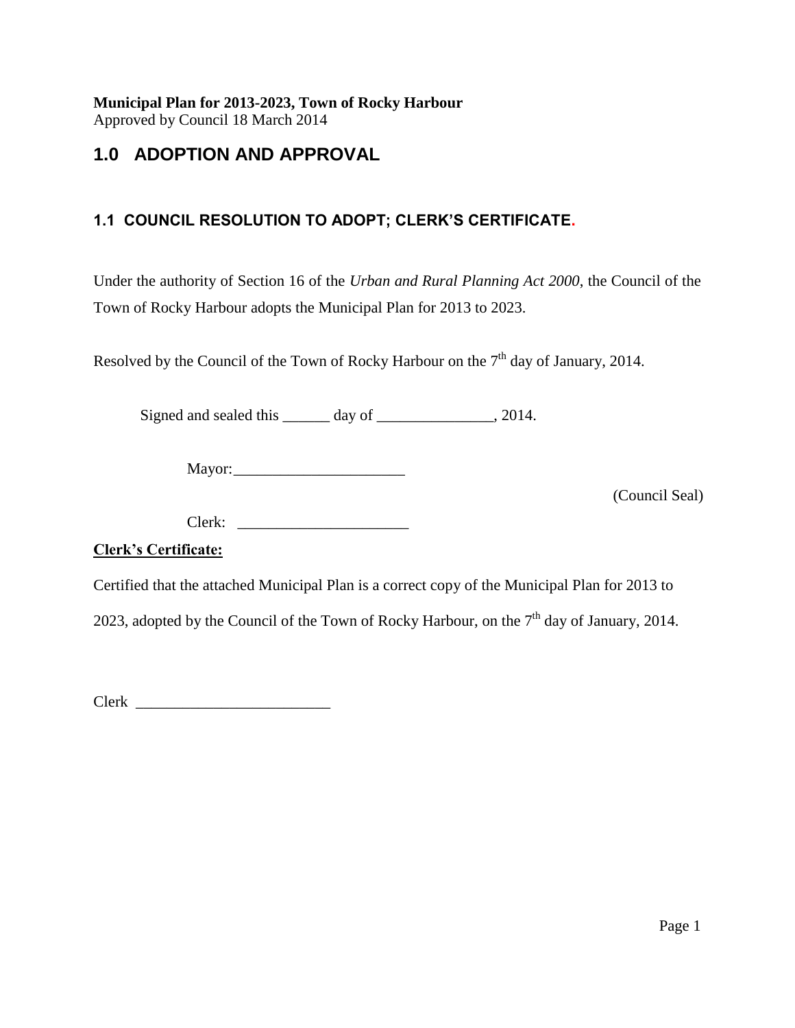**Municipal Plan for 2013-2023, Town of Rocky Harbour**
Approved by Council 18 March 2014

# 1.0 ADOPTION AND APPROVAL

## 1.1 COUNCIL RESOLUTION TO ADOPT; CLERK'S CERTIFICATE.

Under the authority of Section 16 of the *Urban and Rural Planning Act 2000*, the Council of the Town of Rocky Harbour adopts the Municipal Plan for 2013 to 2023.

Resolved by the Council of the Town of Rocky Harbour on the 7th day of January, 2014.

Signed and sealed this ______ day of _______________, 2014.

Mayor:______________________

(Council Seal)

Clerk: ______________________

**Clerk's Certificate:**

Certified that the attached Municipal Plan is a correct copy of the Municipal Plan for 2013 to 2023, adopted by the Council of the Town of Rocky Harbour, on the 7th day of January, 2014.

Clerk _________________________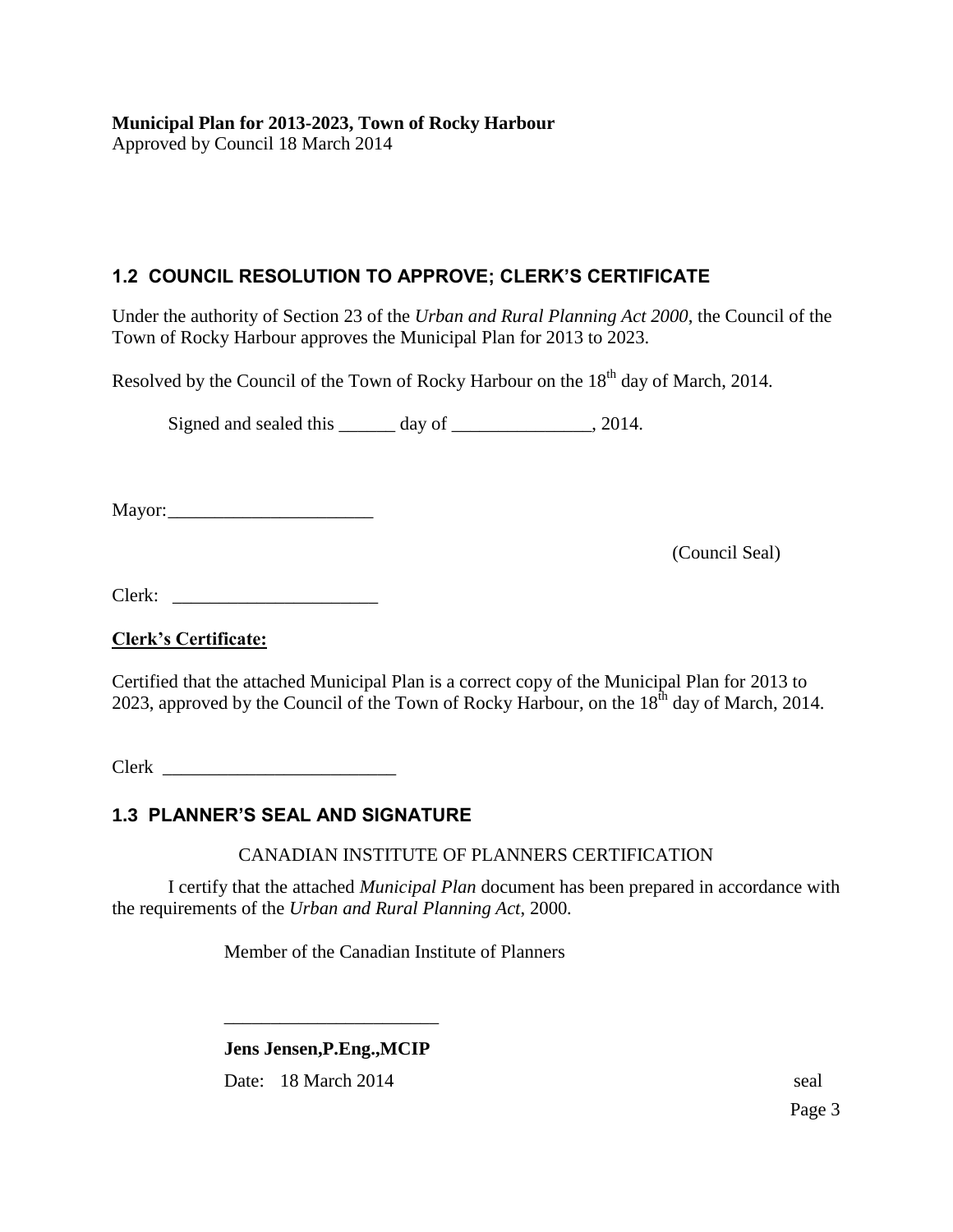## 1.2 COUNCIL RESOLUTION TO APPROVE; CLERK'S CERTIFICATE

Under the authority of Section 23 of the *Urban and Rural Planning Act 2000*, the Council of the Town of Rocky Harbour approves the Municipal Plan for 2013 to 2023.

Resolved by the Council of the Town of Rocky Harbour on the 18th day of March, 2014.

Signed and sealed this ______ day of _______________, 2014.

Mayor:______________________

(Council Seal)

Clerk: ______________________

**Clerk's Certificate:**

Certified that the attached Municipal Plan is a correct copy of the Municipal Plan for 2013 to 2023, approved by the Council of the Town of Rocky Harbour, on the 18th day of March, 2014.

Clerk _________________________

## 1.3 PLANNER'S SEAL AND SIGNATURE

CANADIAN INSTITUTE OF PLANNERS CERTIFICATION

I certify that the attached *Municipal Plan* document has been prepared in accordance with the requirements of the *Urban and Rural Planning Act*, 2000.

Member of the Canadian Institute of Planners

_______________________

**Jens Jensen,P.Eng.,MCIP**

Date: 18 March 2014

seal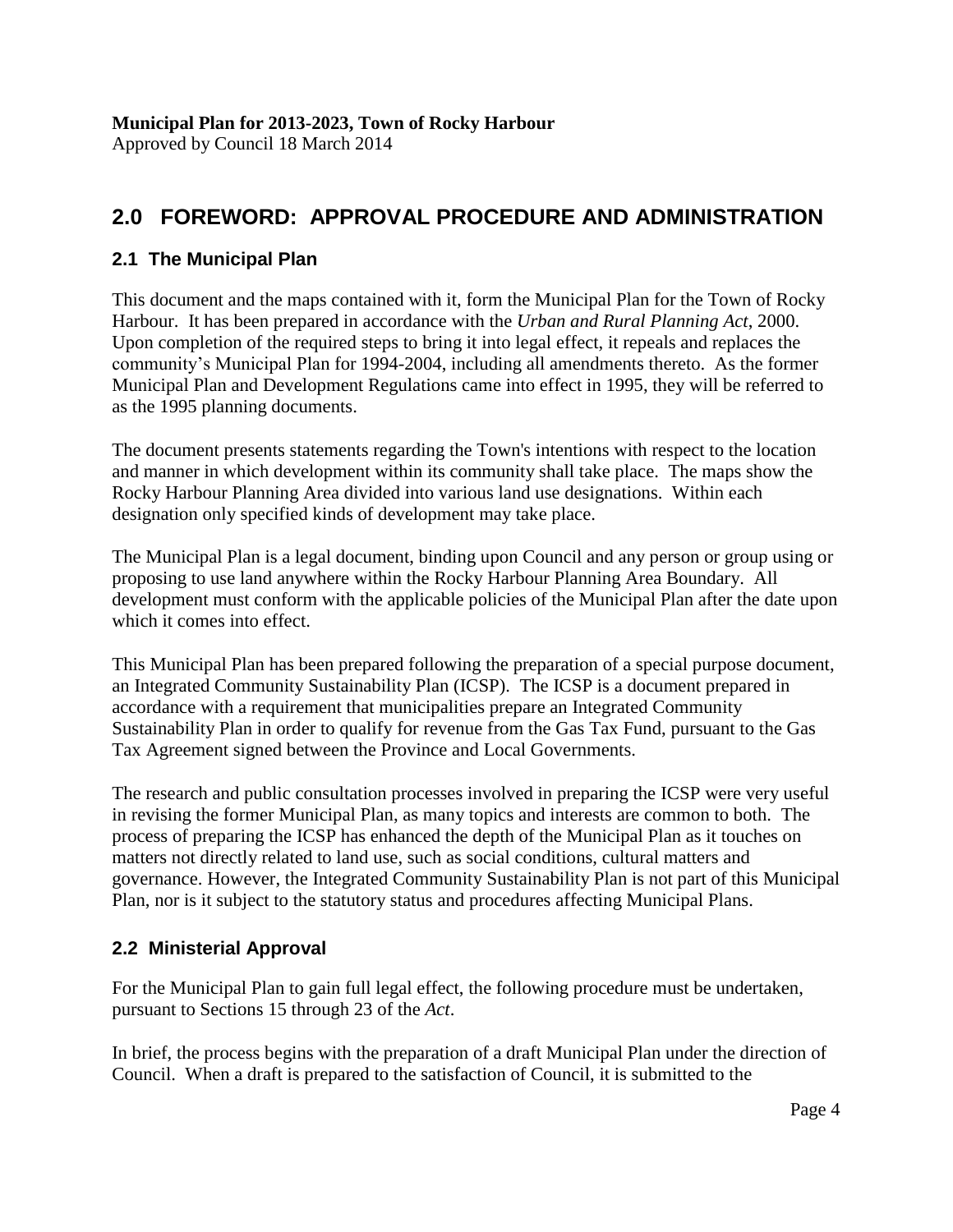## 2.0 FOREWORD: APPROVAL PROCEDURE AND ADMINISTRATION

### 2.1 The Municipal Plan

This document and the maps contained with it, form the Municipal Plan for the Town of Rocky Harbour. It has been prepared in accordance with the *Urban and Rural Planning Act*, 2000. Upon completion of the required steps to bring it into legal effect, it repeals and replaces the community's Municipal Plan for 1994-2004, including all amendments thereto. As the former Municipal Plan and Development Regulations came into effect in 1995, they will be referred to as the 1995 planning documents.

The document presents statements regarding the Town's intentions with respect to the location and manner in which development within its community shall take place. The maps show the Rocky Harbour Planning Area divided into various land use designations. Within each designation only specified kinds of development may take place.

The Municipal Plan is a legal document, binding upon Council and any person or group using or proposing to use land anywhere within the Rocky Harbour Planning Area Boundary. All development must conform with the applicable policies of the Municipal Plan after the date upon which it comes into effect.

This Municipal Plan has been prepared following the preparation of a special purpose document, an Integrated Community Sustainability Plan (ICSP). The ICSP is a document prepared in accordance with a requirement that municipalities prepare an Integrated Community Sustainability Plan in order to qualify for revenue from the Gas Tax Fund, pursuant to the Gas Tax Agreement signed between the Province and Local Governments.

The research and public consultation processes involved in preparing the ICSP were very useful in revising the former Municipal Plan, as many topics and interests are common to both. The process of preparing the ICSP has enhanced the depth of the Municipal Plan as it touches on matters not directly related to land use, such as social conditions, cultural matters and governance. However, the Integrated Community Sustainability Plan is not part of this Municipal Plan, nor is it subject to the statutory status and procedures affecting Municipal Plans.

### 2.2 Ministerial Approval

For the Municipal Plan to gain full legal effect, the following procedure must be undertaken, pursuant to Sections 15 through 23 of the *Act*.

In brief, the process begins with the preparation of a draft Municipal Plan under the direction of Council. When a draft is prepared to the satisfaction of Council, it is submitted to the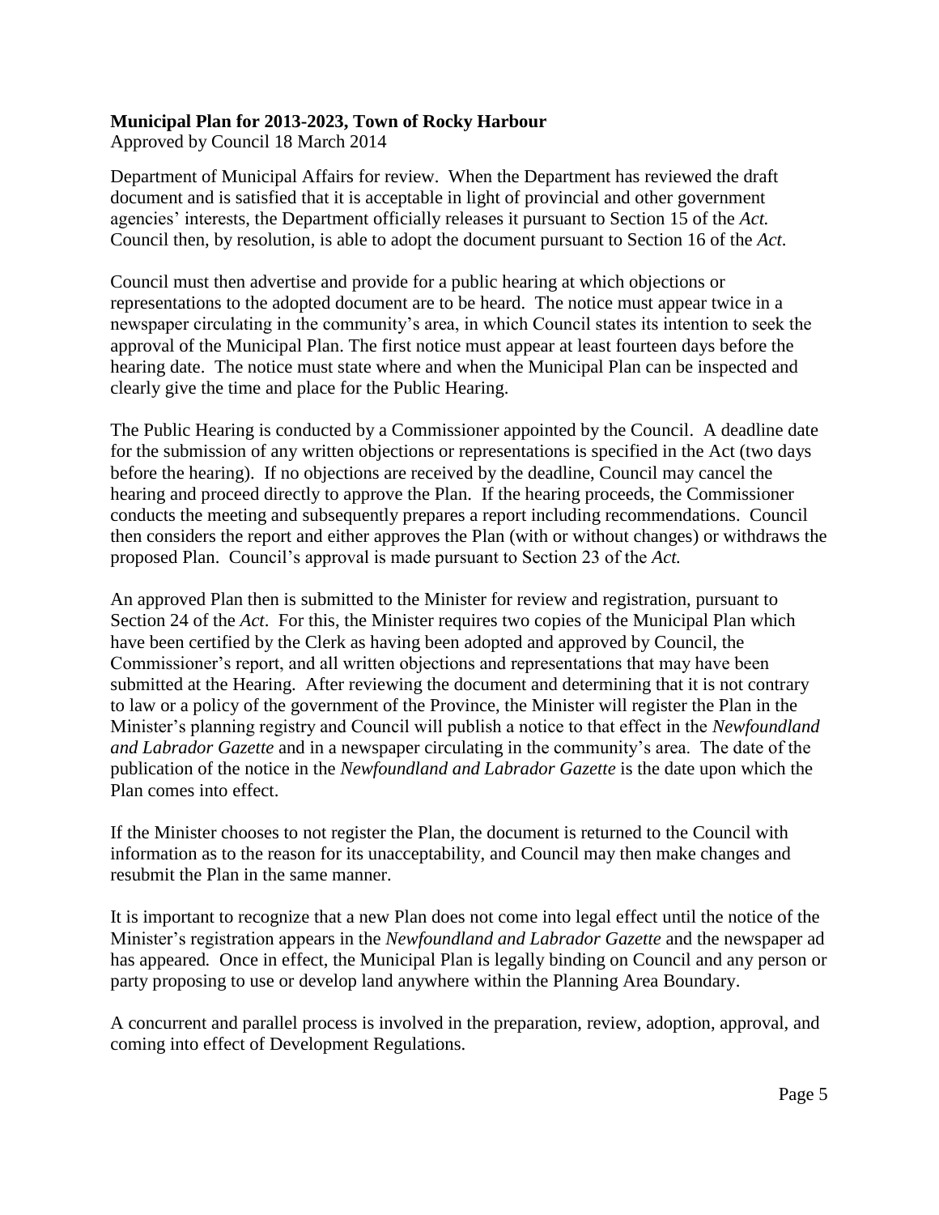Department of Municipal Affairs for review. When the Department has reviewed the draft document and is satisfied that it is acceptable in light of provincial and other government agencies' interests, the Department officially releases it pursuant to Section 15 of the *Act.* Council then, by resolution, is able to adopt the document pursuant to Section 16 of the *Act*.

Council must then advertise and provide for a public hearing at which objections or representations to the adopted document are to be heard. The notice must appear twice in a newspaper circulating in the community's area, in which Council states its intention to seek the approval of the Municipal Plan. The first notice must appear at least fourteen days before the hearing date. The notice must state where and when the Municipal Plan can be inspected and clearly give the time and place for the Public Hearing.

The Public Hearing is conducted by a Commissioner appointed by the Council. A deadline date for the submission of any written objections or representations is specified in the Act (two days before the hearing). If no objections are received by the deadline, Council may cancel the hearing and proceed directly to approve the Plan. If the hearing proceeds, the Commissioner conducts the meeting and subsequently prepares a report including recommendations. Council then considers the report and either approves the Plan (with or without changes) or withdraws the proposed Plan. Council's approval is made pursuant to Section 23 of the *Act.*

An approved Plan then is submitted to the Minister for review and registration, pursuant to Section 24 of the *Act*. For this, the Minister requires two copies of the Municipal Plan which have been certified by the Clerk as having been adopted and approved by Council, the Commissioner's report, and all written objections and representations that may have been submitted at the Hearing. After reviewing the document and determining that it is not contrary to law or a policy of the government of the Province, the Minister will register the Plan in the Minister's planning registry and Council will publish a notice to that effect in the *Newfoundland and Labrador Gazette* and in a newspaper circulating in the community's area. The date of the publication of the notice in the *Newfoundland and Labrador Gazette* is the date upon which the Plan comes into effect.

If the Minister chooses to not register the Plan, the document is returned to the Council with information as to the reason for its unacceptability, and Council may then make changes and resubmit the Plan in the same manner.

It is important to recognize that a new Plan does not come into legal effect until the notice of the Minister's registration appears in the *Newfoundland and Labrador Gazette* and the newspaper ad has appeared. Once in effect, the Municipal Plan is legally binding on Council and any person or party proposing to use or develop land anywhere within the Planning Area Boundary.

A concurrent and parallel process is involved in the preparation, review, adoption, approval, and coming into effect of Development Regulations.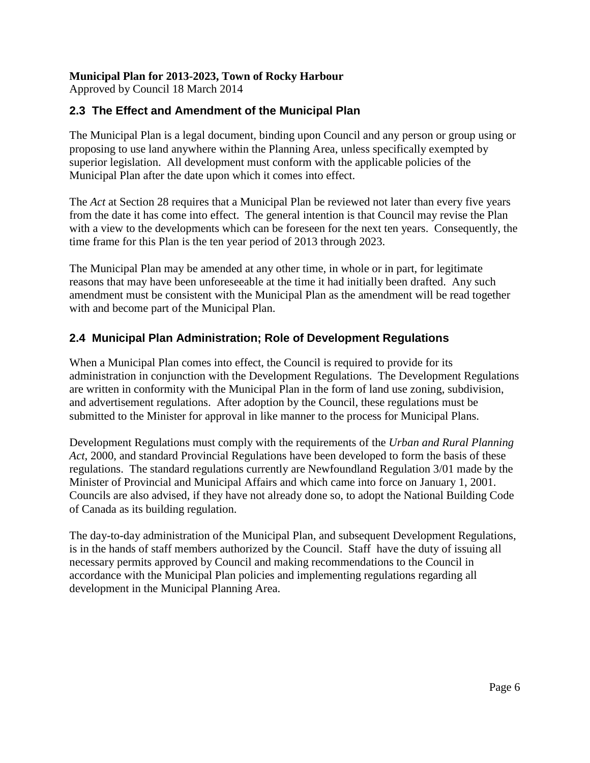**Municipal Plan for 2013-2023, Town of Rocky Harbour**
Approved by Council 18 March 2014

## 2.3 The Effect and Amendment of the Municipal Plan

The Municipal Plan is a legal document, binding upon Council and any person or group using or proposing to use land anywhere within the Planning Area, unless specifically exempted by superior legislation. All development must conform with the applicable policies of the Municipal Plan after the date upon which it comes into effect.

The *Act* at Section 28 requires that a Municipal Plan be reviewed not later than every five years from the date it has come into effect. The general intention is that Council may revise the Plan with a view to the developments which can be foreseen for the next ten years. Consequently, the time frame for this Plan is the ten year period of 2013 through 2023.

The Municipal Plan may be amended at any other time, in whole or in part, for legitimate reasons that may have been unforeseeable at the time it had initially been drafted. Any such amendment must be consistent with the Municipal Plan as the amendment will be read together with and become part of the Municipal Plan.

## 2.4 Municipal Plan Administration; Role of Development Regulations

When a Municipal Plan comes into effect, the Council is required to provide for its administration in conjunction with the Development Regulations. The Development Regulations are written in conformity with the Municipal Plan in the form of land use zoning, subdivision, and advertisement regulations. After adoption by the Council, these regulations must be submitted to the Minister for approval in like manner to the process for Municipal Plans.

Development Regulations must comply with the requirements of the *Urban and Rural Planning Act*, 2000, and standard Provincial Regulations have been developed to form the basis of these regulations. The standard regulations currently are Newfoundland Regulation 3/01 made by the Minister of Provincial and Municipal Affairs and which came into force on January 1, 2001. Councils are also advised, if they have not already done so, to adopt the National Building Code of Canada as its building regulation.

The day-to-day administration of the Municipal Plan, and subsequent Development Regulations, is in the hands of staff members authorized by the Council. Staff have the duty of issuing all necessary permits approved by Council and making recommendations to the Council in accordance with the Municipal Plan policies and implementing regulations regarding all development in the Municipal Planning Area.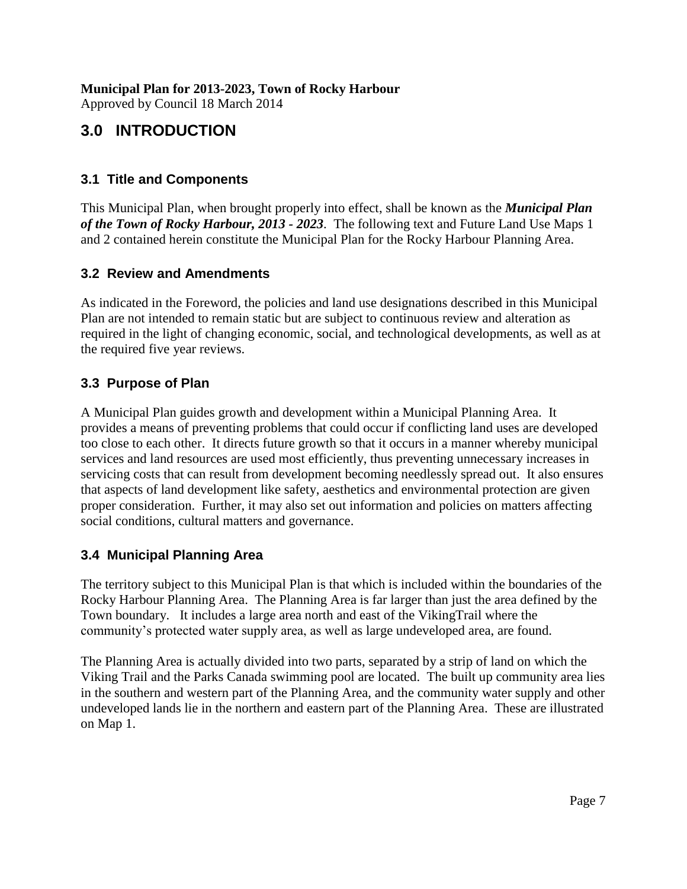**Municipal Plan for 2013-2023, Town of Rocky Harbour**
Approved by Council 18 March 2014

# 3.0 INTRODUCTION

## 3.1 Title and Components

This Municipal Plan, when brought properly into effect, shall be known as the ***Municipal Plan of the Town of Rocky Harbour, 2013 - 2023***. The following text and Future Land Use Maps 1 and 2 contained herein constitute the Municipal Plan for the Rocky Harbour Planning Area.

## 3.2 Review and Amendments

As indicated in the Foreword, the policies and land use designations described in this Municipal Plan are not intended to remain static but are subject to continuous review and alteration as required in the light of changing economic, social, and technological developments, as well as at the required five year reviews.

## 3.3 Purpose of Plan

A Municipal Plan guides growth and development within a Municipal Planning Area. It provides a means of preventing problems that could occur if conflicting land uses are developed too close to each other. It directs future growth so that it occurs in a manner whereby municipal services and land resources are used most efficiently, thus preventing unnecessary increases in servicing costs that can result from development becoming needlessly spread out. It also ensures that aspects of land development like safety, aesthetics and environmental protection are given proper consideration. Further, it may also set out information and policies on matters affecting social conditions, cultural matters and governance.

## 3.4 Municipal Planning Area

The territory subject to this Municipal Plan is that which is included within the boundaries of the Rocky Harbour Planning Area. The Planning Area is far larger than just the area defined by the Town boundary. It includes a large area north and east of the VikingTrail where the community's protected water supply area, as well as large undeveloped area, are found.

The Planning Area is actually divided into two parts, separated by a strip of land on which the Viking Trail and the Parks Canada swimming pool are located. The built up community area lies in the southern and western part of the Planning Area, and the community water supply and other undeveloped lands lie in the northern and eastern part of the Planning Area. These are illustrated on Map 1.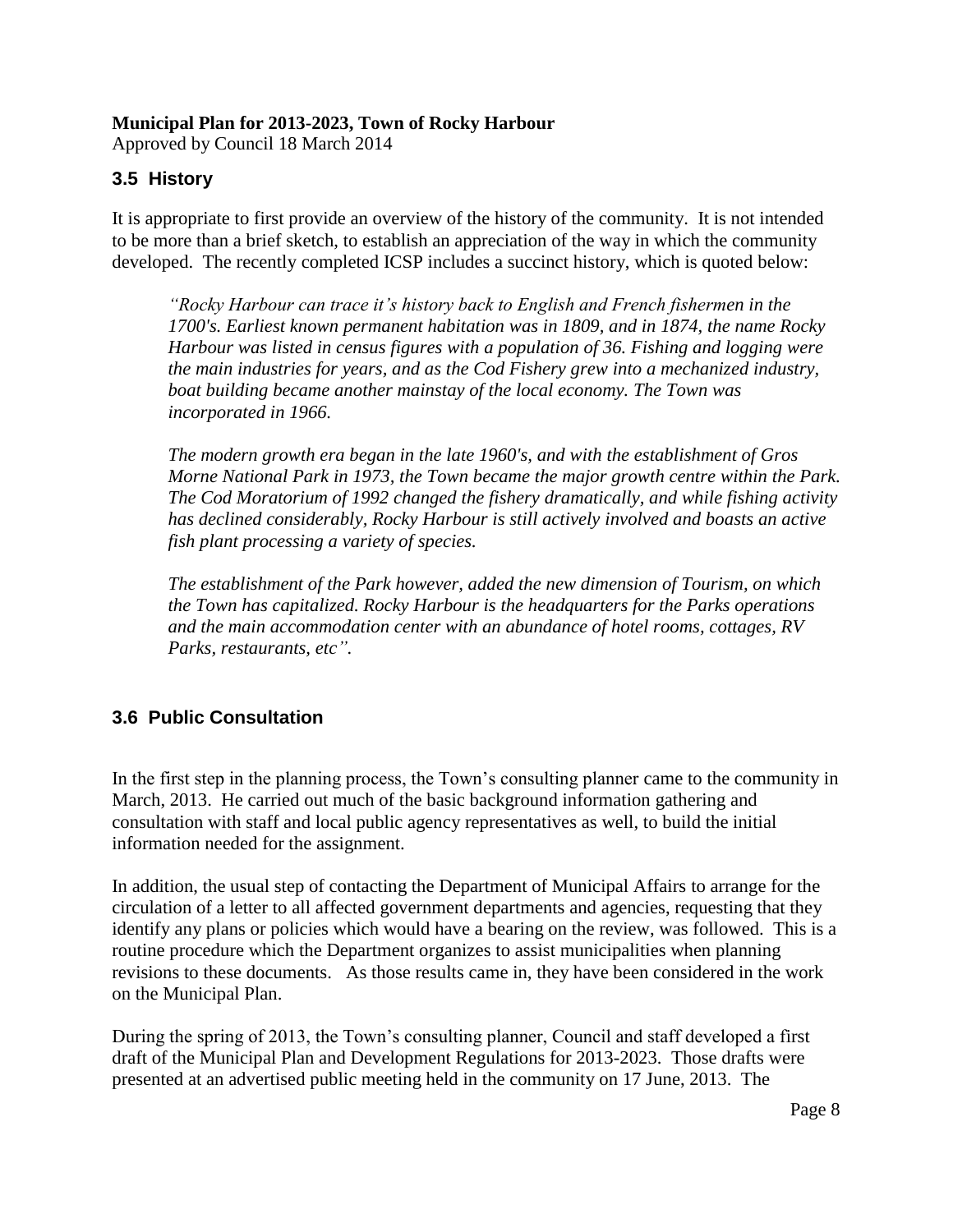## 3.5 History

It is appropriate to first provide an overview of the history of the community. It is not intended to be more than a brief sketch, to establish an appreciation of the way in which the community developed. The recently completed ICSP includes a succinct history, which is quoted below:

> *"Rocky Harbour can trace it's history back to English and French fishermen in the 1700's. Earliest known permanent habitation was in 1809, and in 1874, the name Rocky Harbour was listed in census figures with a population of 36. Fishing and logging were the main industries for years, and as the Cod Fishery grew into a mechanized industry, boat building became another mainstay of the local economy. The Town was incorporated in 1966.*
>
> *The modern growth era began in the late 1960's, and with the establishment of Gros Morne National Park in 1973, the Town became the major growth centre within the Park. The Cod Moratorium of 1992 changed the fishery dramatically, and while fishing activity has declined considerably, Rocky Harbour is still actively involved and boasts an active fish plant processing a variety of species.*
>
> *The establishment of the Park however, added the new dimension of Tourism, on which the Town has capitalized. Rocky Harbour is the headquarters for the Parks operations and the main accommodation center with an abundance of hotel rooms, cottages, RV Parks, restaurants, etc".*

## 3.6 Public Consultation

In the first step in the planning process, the Town's consulting planner came to the community in March, 2013. He carried out much of the basic background information gathering and consultation with staff and local public agency representatives as well, to build the initial information needed for the assignment.

In addition, the usual step of contacting the Department of Municipal Affairs to arrange for the circulation of a letter to all affected government departments and agencies, requesting that they identify any plans or policies which would have a bearing on the review, was followed. This is a routine procedure which the Department organizes to assist municipalities when planning revisions to these documents. As those results came in, they have been considered in the work on the Municipal Plan.

During the spring of 2013, the Town's consulting planner, Council and staff developed a first draft of the Municipal Plan and Development Regulations for 2013-2023. Those drafts were presented at an advertised public meeting held in the community on 17 June, 2013. The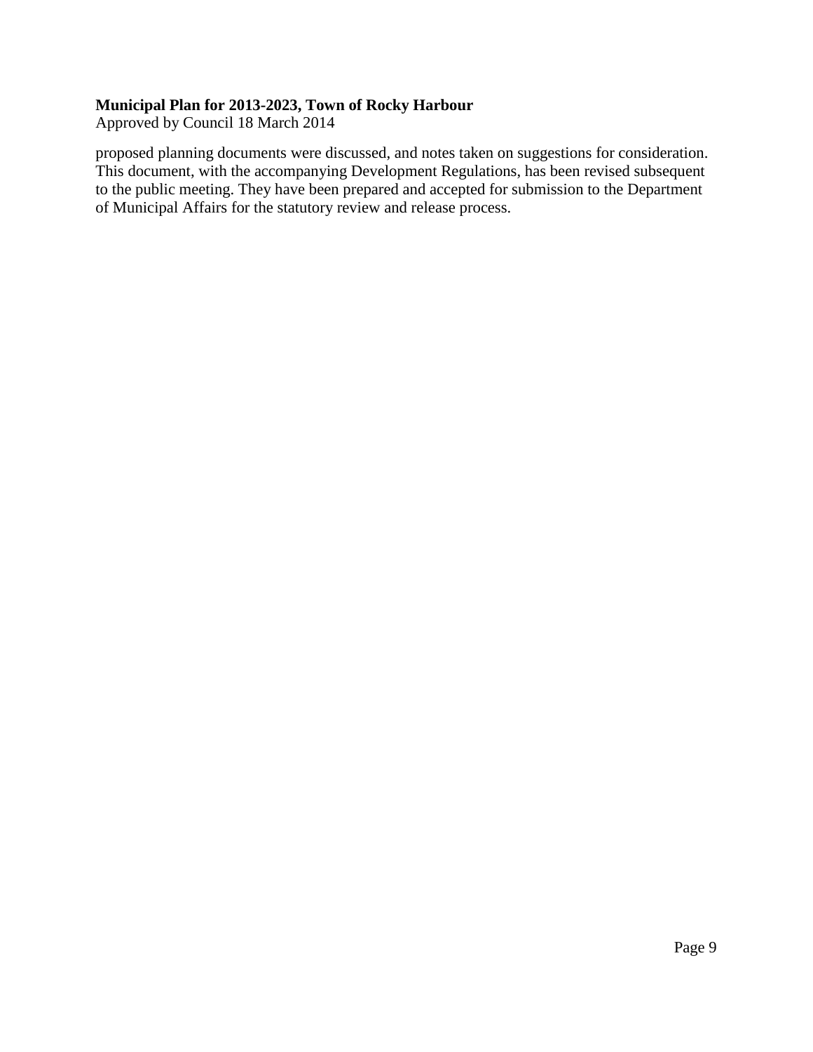proposed planning documents were discussed, and notes taken on suggestions for consideration. This document, with the accompanying Development Regulations, has been revised subsequent to the public meeting. They have been prepared and accepted for submission to the Department of Municipal Affairs for the statutory review and release process.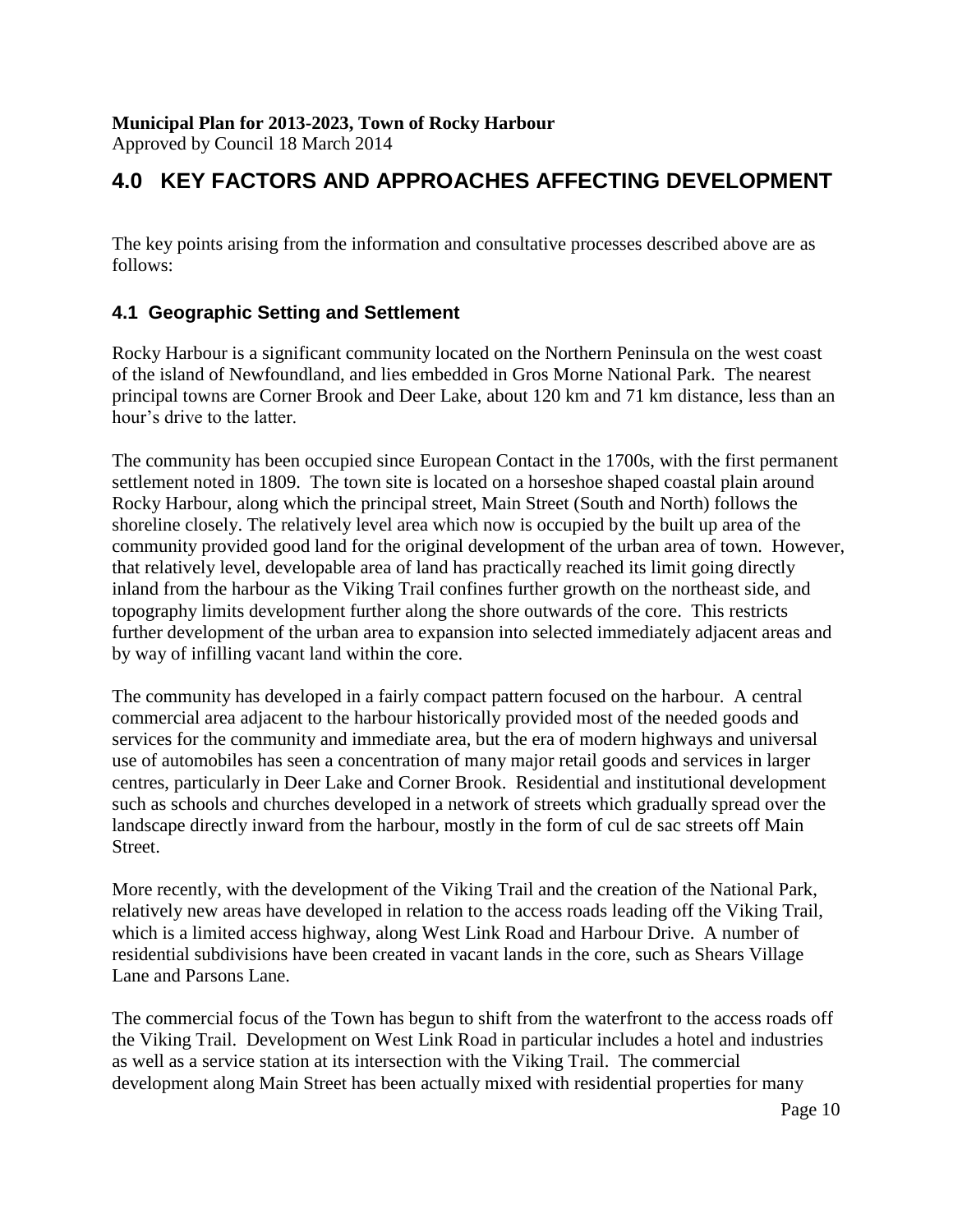## 4.0 KEY FACTORS AND APPROACHES AFFECTING DEVELOPMENT

The key points arising from the information and consultative processes described above are as follows:

### 4.1 Geographic Setting and Settlement

Rocky Harbour is a significant community located on the Northern Peninsula on the west coast of the island of Newfoundland, and lies embedded in Gros Morne National Park. The nearest principal towns are Corner Brook and Deer Lake, about 120 km and 71 km distance, less than an hour's drive to the latter.

The community has been occupied since European Contact in the 1700s, with the first permanent settlement noted in 1809. The town site is located on a horseshoe shaped coastal plain around Rocky Harbour, along which the principal street, Main Street (South and North) follows the shoreline closely. The relatively level area which now is occupied by the built up area of the community provided good land for the original development of the urban area of town. However, that relatively level, developable area of land has practically reached its limit going directly inland from the harbour as the Viking Trail confines further growth on the northeast side, and topography limits development further along the shore outwards of the core. This restricts further development of the urban area to expansion into selected immediately adjacent areas and by way of infilling vacant land within the core.

The community has developed in a fairly compact pattern focused on the harbour. A central commercial area adjacent to the harbour historically provided most of the needed goods and services for the community and immediate area, but the era of modern highways and universal use of automobiles has seen a concentration of many major retail goods and services in larger centres, particularly in Deer Lake and Corner Brook. Residential and institutional development such as schools and churches developed in a network of streets which gradually spread over the landscape directly inward from the harbour, mostly in the form of cul de sac streets off Main Street.

More recently, with the development of the Viking Trail and the creation of the National Park, relatively new areas have developed in relation to the access roads leading off the Viking Trail, which is a limited access highway, along West Link Road and Harbour Drive. A number of residential subdivisions have been created in vacant lands in the core, such as Shears Village Lane and Parsons Lane.

The commercial focus of the Town has begun to shift from the waterfront to the access roads off the Viking Trail. Development on West Link Road in particular includes a hotel and industries as well as a service station at its intersection with the Viking Trail. The commercial development along Main Street has been actually mixed with residential properties for many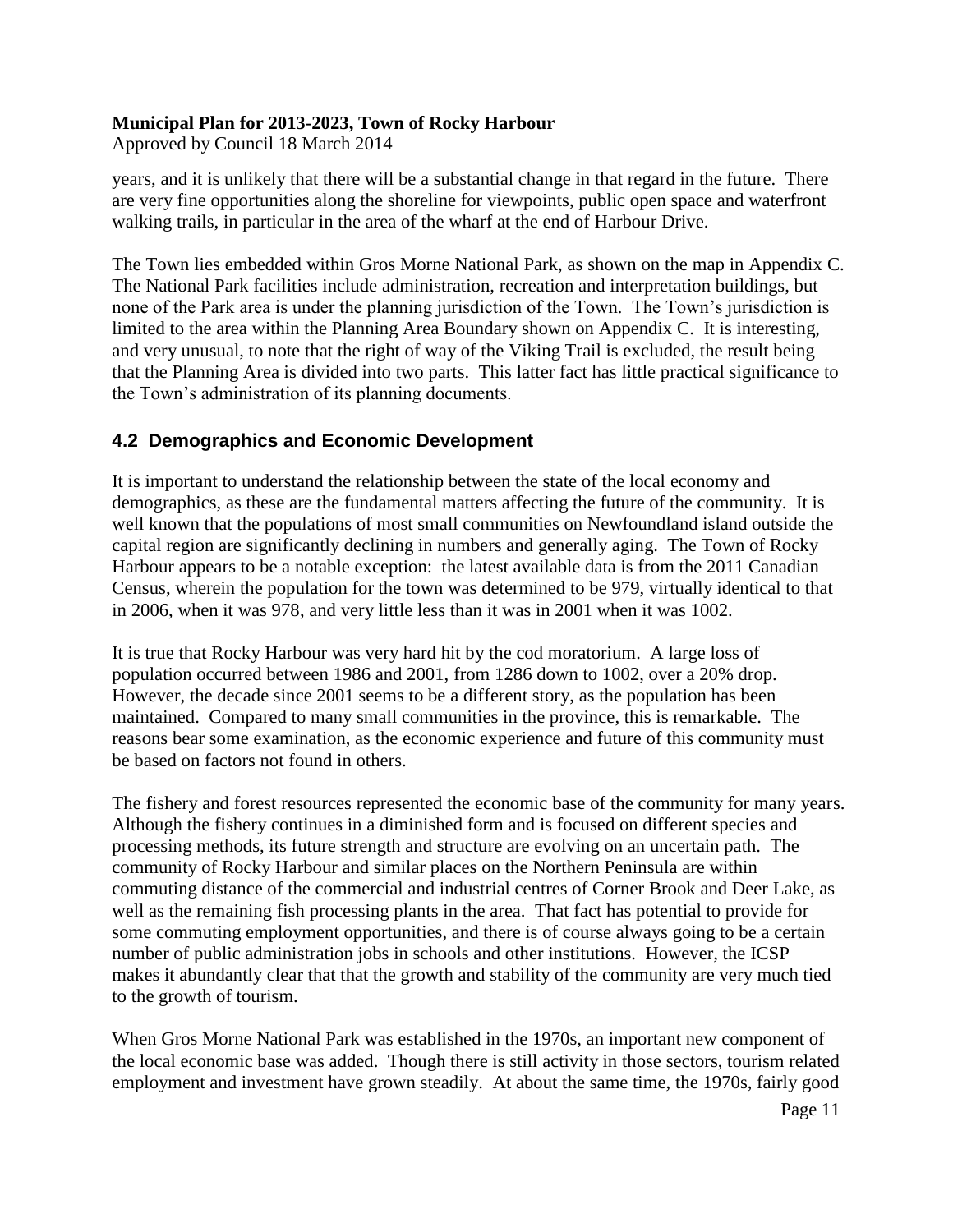years, and it is unlikely that there will be a substantial change in that regard in the future. There are very fine opportunities along the shoreline for viewpoints, public open space and waterfront walking trails, in particular in the area of the wharf at the end of Harbour Drive.

The Town lies embedded within Gros Morne National Park, as shown on the map in Appendix C. The National Park facilities include administration, recreation and interpretation buildings, but none of the Park area is under the planning jurisdiction of the Town. The Town's jurisdiction is limited to the area within the Planning Area Boundary shown on Appendix C. It is interesting, and very unusual, to note that the right of way of the Viking Trail is excluded, the result being that the Planning Area is divided into two parts. This latter fact has little practical significance to the Town's administration of its planning documents.

## 4.2 Demographics and Economic Development

It is important to understand the relationship between the state of the local economy and demographics, as these are the fundamental matters affecting the future of the community. It is well known that the populations of most small communities on Newfoundland island outside the capital region are significantly declining in numbers and generally aging. The Town of Rocky Harbour appears to be a notable exception: the latest available data is from the 2011 Canadian Census, wherein the population for the town was determined to be 979, virtually identical to that in 2006, when it was 978, and very little less than it was in 2001 when it was 1002.

It is true that Rocky Harbour was very hard hit by the cod moratorium. A large loss of population occurred between 1986 and 2001, from 1286 down to 1002, over a 20% drop. However, the decade since 2001 seems to be a different story, as the population has been maintained. Compared to many small communities in the province, this is remarkable. The reasons bear some examination, as the economic experience and future of this community must be based on factors not found in others.

The fishery and forest resources represented the economic base of the community for many years. Although the fishery continues in a diminished form and is focused on different species and processing methods, its future strength and structure are evolving on an uncertain path. The community of Rocky Harbour and similar places on the Northern Peninsula are within commuting distance of the commercial and industrial centres of Corner Brook and Deer Lake, as well as the remaining fish processing plants in the area. That fact has potential to provide for some commuting employment opportunities, and there is of course always going to be a certain number of public administration jobs in schools and other institutions. However, the ICSP makes it abundantly clear that that the growth and stability of the community are very much tied to the growth of tourism.

When Gros Morne National Park was established in the 1970s, an important new component of the local economic base was added. Though there is still activity in those sectors, tourism related employment and investment have grown steadily. At about the same time, the 1970s, fairly good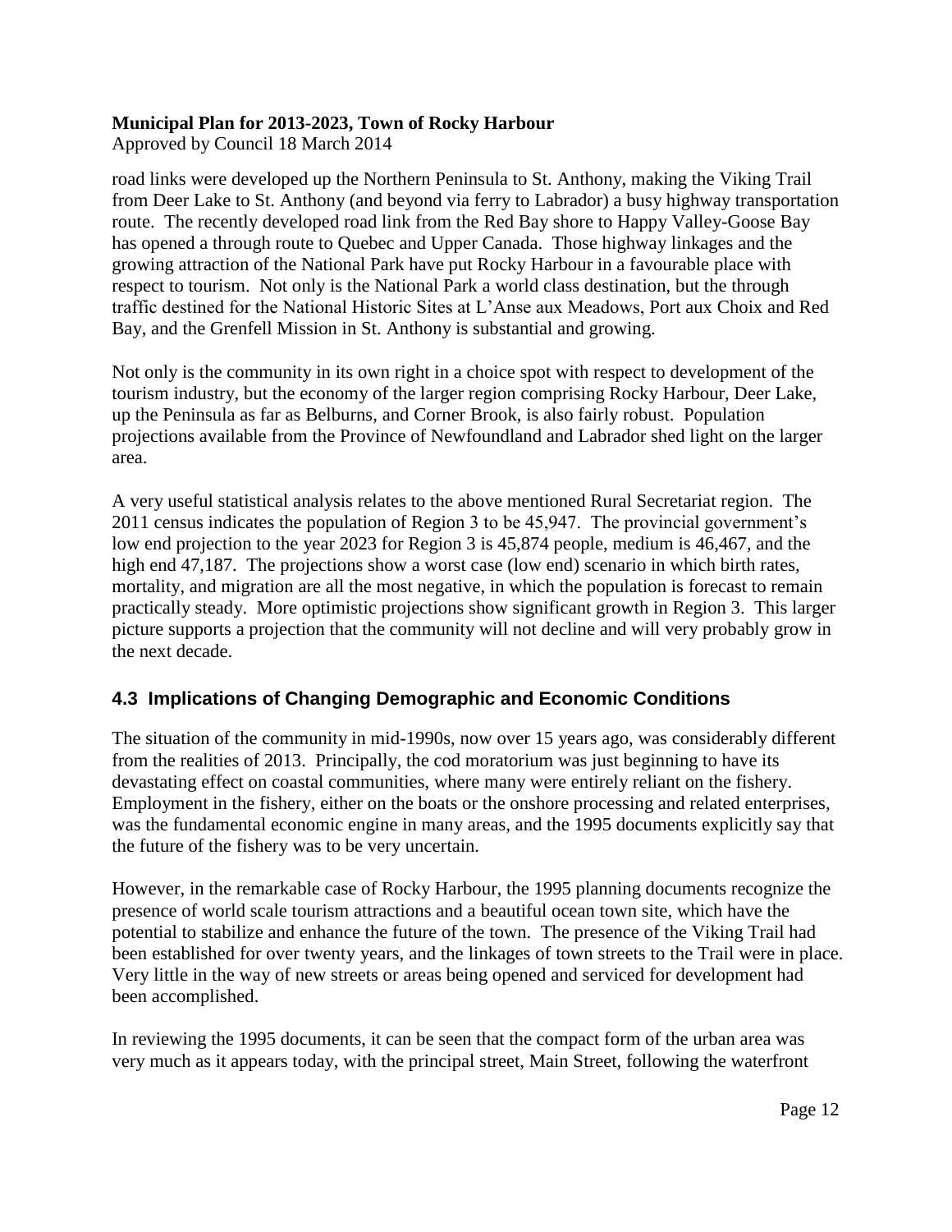road links were developed up the Northern Peninsula to St. Anthony, making the Viking Trail from Deer Lake to St. Anthony (and beyond via ferry to Labrador) a busy highway transportation route. The recently developed road link from the Red Bay shore to Happy Valley-Goose Bay has opened a through route to Quebec and Upper Canada. Those highway linkages and the growing attraction of the National Park have put Rocky Harbour in a favourable place with respect to tourism. Not only is the National Park a world class destination, but the through traffic destined for the National Historic Sites at L'Anse aux Meadows, Port aux Choix and Red Bay, and the Grenfell Mission in St. Anthony is substantial and growing.

Not only is the community in its own right in a choice spot with respect to development of the tourism industry, but the economy of the larger region comprising Rocky Harbour, Deer Lake, up the Peninsula as far as Belburns, and Corner Brook, is also fairly robust. Population projections available from the Province of Newfoundland and Labrador shed light on the larger area.

A very useful statistical analysis relates to the above mentioned Rural Secretariat region. The 2011 census indicates the population of Region 3 to be 45,947. The provincial government's low end projection to the year 2023 for Region 3 is 45,874 people, medium is 46,467, and the high end 47,187. The projections show a worst case (low end) scenario in which birth rates, mortality, and migration are all the most negative, in which the population is forecast to remain practically steady. More optimistic projections show significant growth in Region 3. This larger picture supports a projection that the community will not decline and will very probably grow in the next decade.

## 4.3 Implications of Changing Demographic and Economic Conditions

The situation of the community in mid-1990s, now over 15 years ago, was considerably different from the realities of 2013. Principally, the cod moratorium was just beginning to have its devastating effect on coastal communities, where many were entirely reliant on the fishery. Employment in the fishery, either on the boats or the onshore processing and related enterprises, was the fundamental economic engine in many areas, and the 1995 documents explicitly say that the future of the fishery was to be very uncertain.

However, in the remarkable case of Rocky Harbour, the 1995 planning documents recognize the presence of world scale tourism attractions and a beautiful ocean town site, which have the potential to stabilize and enhance the future of the town. The presence of the Viking Trail had been established for over twenty years, and the linkages of town streets to the Trail were in place. Very little in the way of new streets or areas being opened and serviced for development had been accomplished.

In reviewing the 1995 documents, it can be seen that the compact form of the urban area was very much as it appears today, with the principal street, Main Street, following the waterfront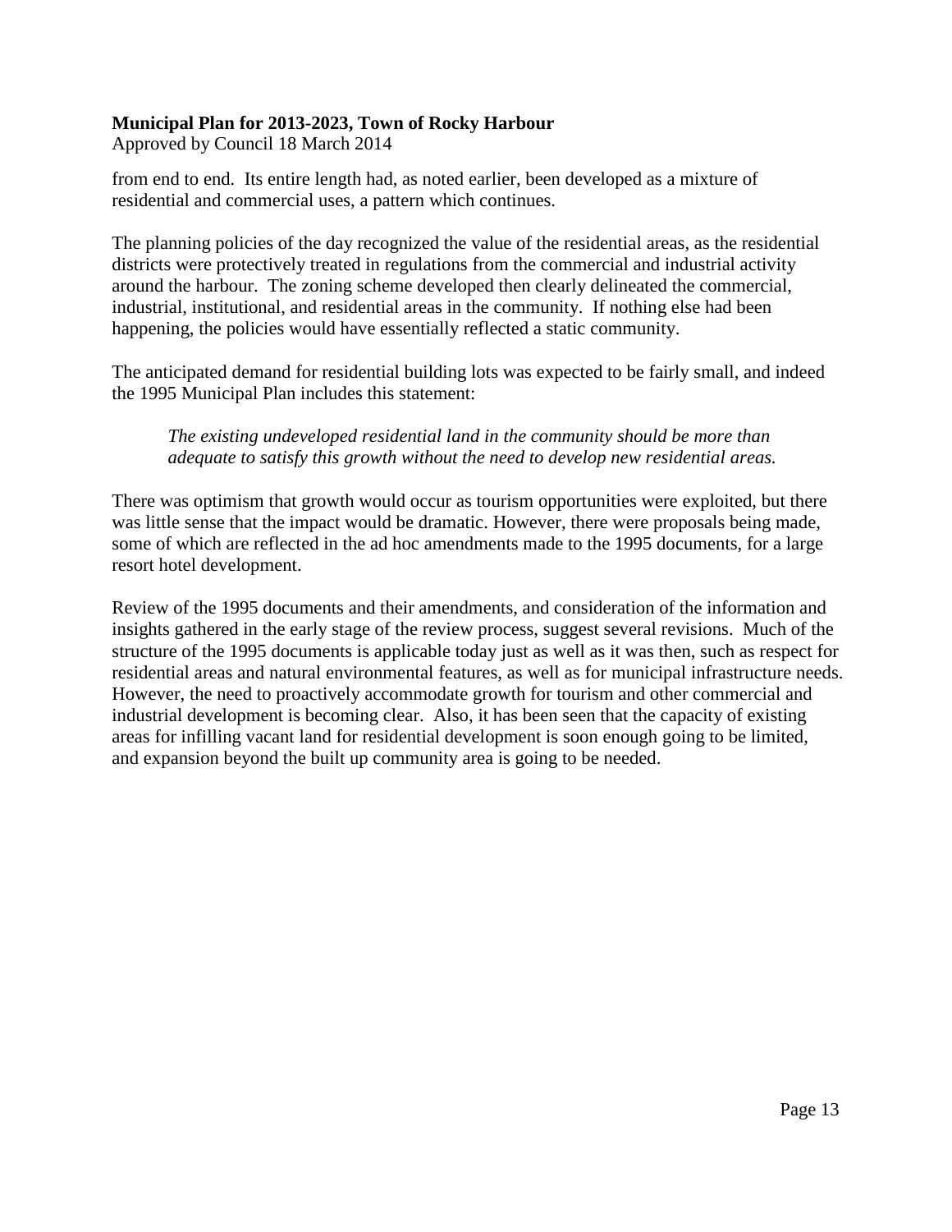from end to end. Its entire length had, as noted earlier, been developed as a mixture of residential and commercial uses, a pattern which continues.

The planning policies of the day recognized the value of the residential areas, as the residential districts were protectively treated in regulations from the commercial and industrial activity around the harbour. The zoning scheme developed then clearly delineated the commercial, industrial, institutional, and residential areas in the community. If nothing else had been happening, the policies would have essentially reflected a static community.

The anticipated demand for residential building lots was expected to be fairly small, and indeed the 1995 Municipal Plan includes this statement:

> *The existing undeveloped residential land in the community should be more than adequate to satisfy this growth without the need to develop new residential areas.*

There was optimism that growth would occur as tourism opportunities were exploited, but there was little sense that the impact would be dramatic. However, there were proposals being made, some of which are reflected in the ad hoc amendments made to the 1995 documents, for a large resort hotel development.

Review of the 1995 documents and their amendments, and consideration of the information and insights gathered in the early stage of the review process, suggest several revisions. Much of the structure of the 1995 documents is applicable today just as well as it was then, such as respect for residential areas and natural environmental features, as well as for municipal infrastructure needs. However, the need to proactively accommodate growth for tourism and other commercial and industrial development is becoming clear. Also, it has been seen that the capacity of existing areas for infilling vacant land for residential development is soon enough going to be limited, and expansion beyond the built up community area is going to be needed.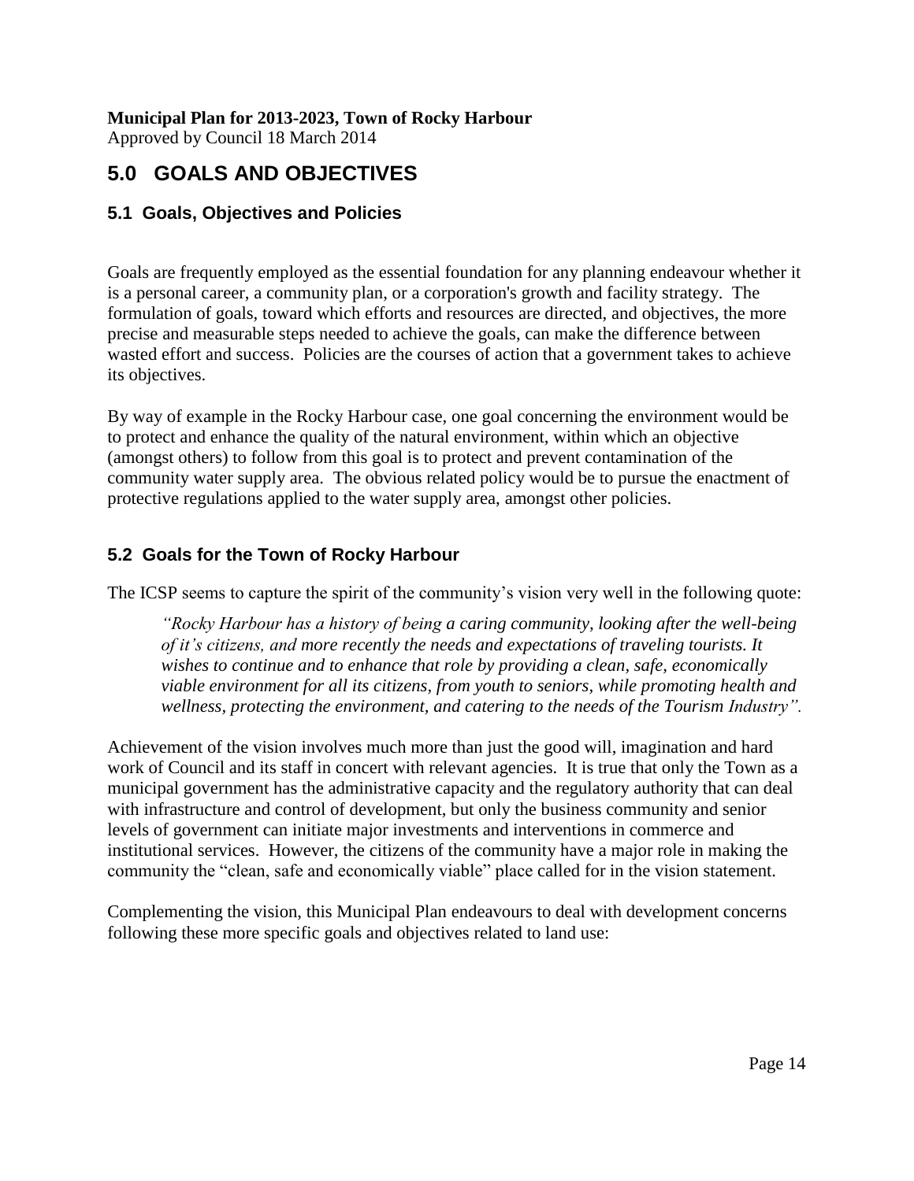**Municipal Plan for 2013-2023, Town of Rocky Harbour**
Approved by Council 18 March 2014

# 5.0 GOALS AND OBJECTIVES

## 5.1 Goals, Objectives and Policies

Goals are frequently employed as the essential foundation for any planning endeavour whether it is a personal career, a community plan, or a corporation's growth and facility strategy. The formulation of goals, toward which efforts and resources are directed, and objectives, the more precise and measurable steps needed to achieve the goals, can make the difference between wasted effort and success. Policies are the courses of action that a government takes to achieve its objectives.

By way of example in the Rocky Harbour case, one goal concerning the environment would be to protect and enhance the quality of the natural environment, within which an objective (amongst others) to follow from this goal is to protect and prevent contamination of the community water supply area. The obvious related policy would be to pursue the enactment of protective regulations applied to the water supply area, amongst other policies.

## 5.2 Goals for the Town of Rocky Harbour

The ICSP seems to capture the spirit of the community's vision very well in the following quote:

> *"Rocky Harbour has a history of being a caring community, looking after the well-being of it's citizens, and more recently the needs and expectations of traveling tourists. It wishes to continue and to enhance that role by providing a clean, safe, economically viable environment for all its citizens, from youth to seniors, while promoting health and wellness, protecting the environment, and catering to the needs of the Tourism Industry".*

Achievement of the vision involves much more than just the good will, imagination and hard work of Council and its staff in concert with relevant agencies. It is true that only the Town as a municipal government has the administrative capacity and the regulatory authority that can deal with infrastructure and control of development, but only the business community and senior levels of government can initiate major investments and interventions in commerce and institutional services. However, the citizens of the community have a major role in making the community the "clean, safe and economically viable" place called for in the vision statement.

Complementing the vision, this Municipal Plan endeavours to deal with development concerns following these more specific goals and objectives related to land use: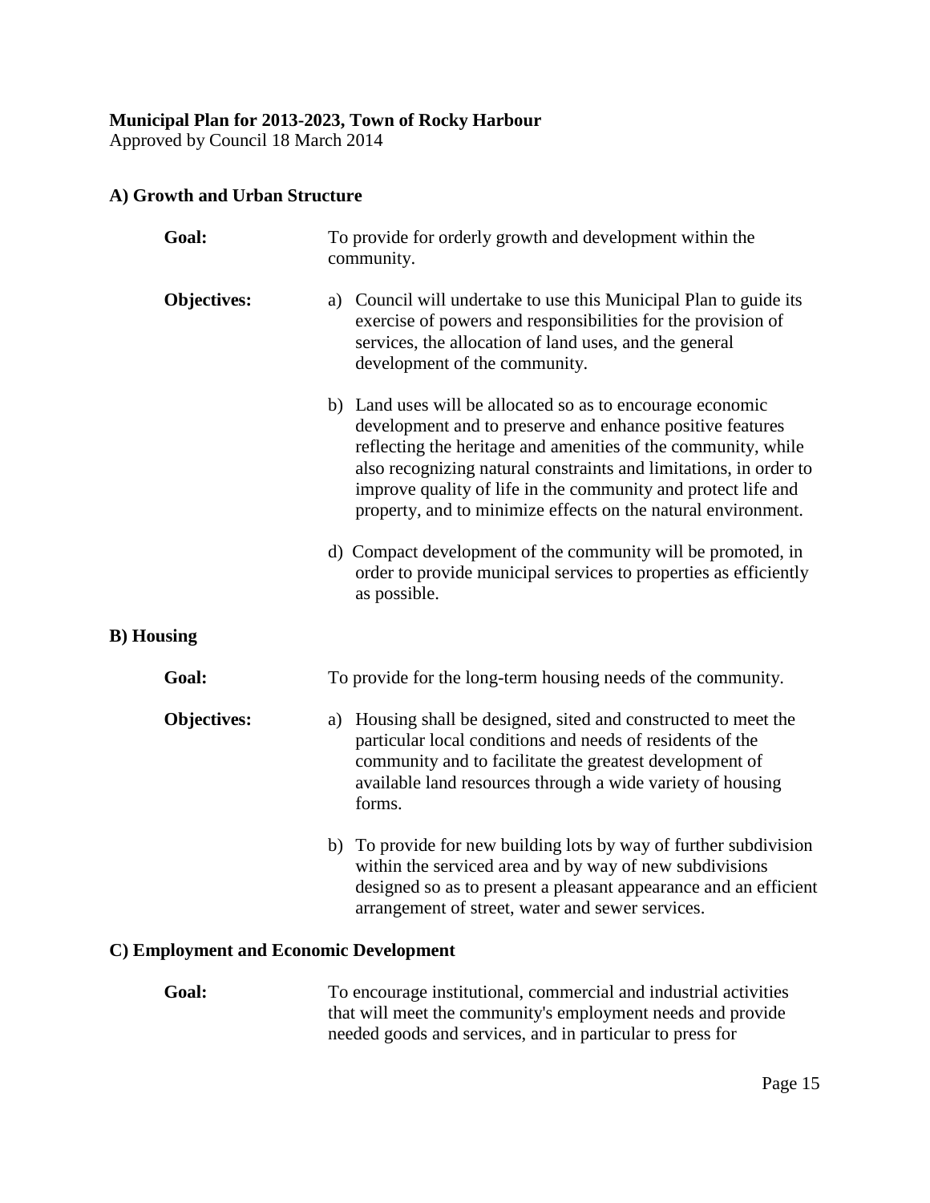**Municipal Plan for 2013-2023, Town of Rocky Harbour**
Approved by Council 18 March 2014

### A) Growth and Urban Structure

**Goal:** To provide for orderly growth and development within the community.

**Objectives:**

a) Council will undertake to use this Municipal Plan to guide its exercise of powers and responsibilities for the provision of services, the allocation of land uses, and the general development of the community.

b) Land uses will be allocated so as to encourage economic development and to preserve and enhance positive features reflecting the heritage and amenities of the community, while also recognizing natural constraints and limitations, in order to improve quality of life in the community and protect life and property, and to minimize effects on the natural environment.

d) Compact development of the community will be promoted, in order to provide municipal services to properties as efficiently as possible.

### B) Housing

**Goal:** To provide for the long-term housing needs of the community.

**Objectives:**

a) Housing shall be designed, sited and constructed to meet the particular local conditions and needs of residents of the community and to facilitate the greatest development of available land resources through a wide variety of housing forms.

b) To provide for new building lots by way of further subdivision within the serviced area and by way of new subdivisions designed so as to present a pleasant appearance and an efficient arrangement of street, water and sewer services.

### C) Employment and Economic Development

**Goal:** To encourage institutional, commercial and industrial activities that will meet the community's employment needs and provide needed goods and services, and in particular to press for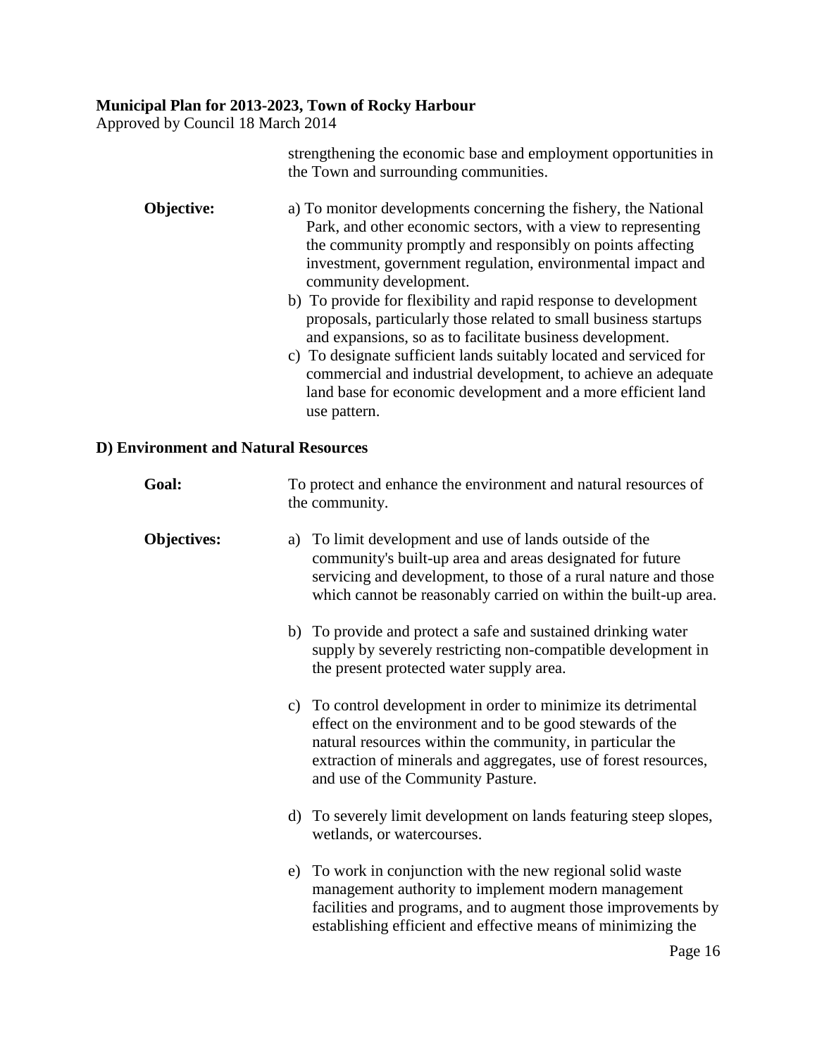strengthening the economic base and employment opportunities in the Town and surrounding communities.

**Objective:**

a) To monitor developments concerning the fishery, the National Park, and other economic sectors, with a view to representing the community promptly and responsibly on points affecting investment, government regulation, environmental impact and community development.

b) To provide for flexibility and rapid response to development proposals, particularly those related to small business startups and expansions, so as to facilitate business development.

c) To designate sufficient lands suitably located and serviced for commercial and industrial development, to achieve an adequate land base for economic development and a more efficient land use pattern.

### D) Environment and Natural Resources

**Goal:** To protect and enhance the environment and natural resources of the community.

**Objectives:**

a) To limit development and use of lands outside of the community's built-up area and areas designated for future servicing and development, to those of a rural nature and those which cannot be reasonably carried on within the built-up area.

b) To provide and protect a safe and sustained drinking water supply by severely restricting non-compatible development in the present protected water supply area.

c) To control development in order to minimize its detrimental effect on the environment and to be good stewards of the natural resources within the community, in particular the extraction of minerals and aggregates, use of forest resources, and use of the Community Pasture.

d) To severely limit development on lands featuring steep slopes, wetlands, or watercourses.

e) To work in conjunction with the new regional solid waste management authority to implement modern management facilities and programs, and to augment those improvements by establishing efficient and effective means of minimizing the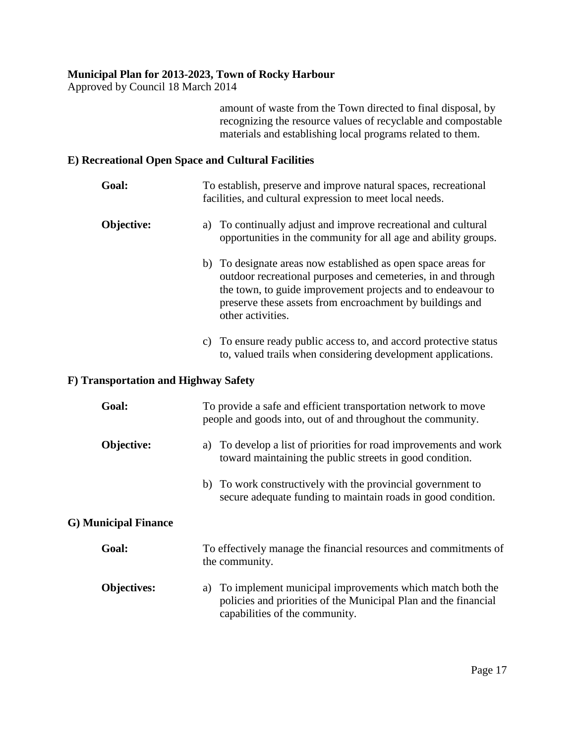amount of waste from the Town directed to final disposal, by recognizing the resource values of recyclable and compostable materials and establishing local programs related to them.

### E) Recreational Open Space and Cultural Facilities

**Goal:** To establish, preserve and improve natural spaces, recreational facilities, and cultural expression to meet local needs.

**Objective:**

a) To continually adjust and improve recreational and cultural opportunities in the community for all age and ability groups.

b) To designate areas now established as open space areas for outdoor recreational purposes and cemeteries, in and through the town, to guide improvement projects and to endeavour to preserve these assets from encroachment by buildings and other activities.

c) To ensure ready public access to, and accord protective status to, valued trails when considering development applications.

### F) Transportation and Highway Safety

**Goal:** To provide a safe and efficient transportation network to move people and goods into, out of and throughout the community.

**Objective:**

a) To develop a list of priorities for road improvements and work toward maintaining the public streets in good condition.

b) To work constructively with the provincial government to secure adequate funding to maintain roads in good condition.

### G) Municipal Finance

**Goal:** To effectively manage the financial resources and commitments of the community.

**Objectives:**

a) To implement municipal improvements which match both the policies and priorities of the Municipal Plan and the financial capabilities of the community.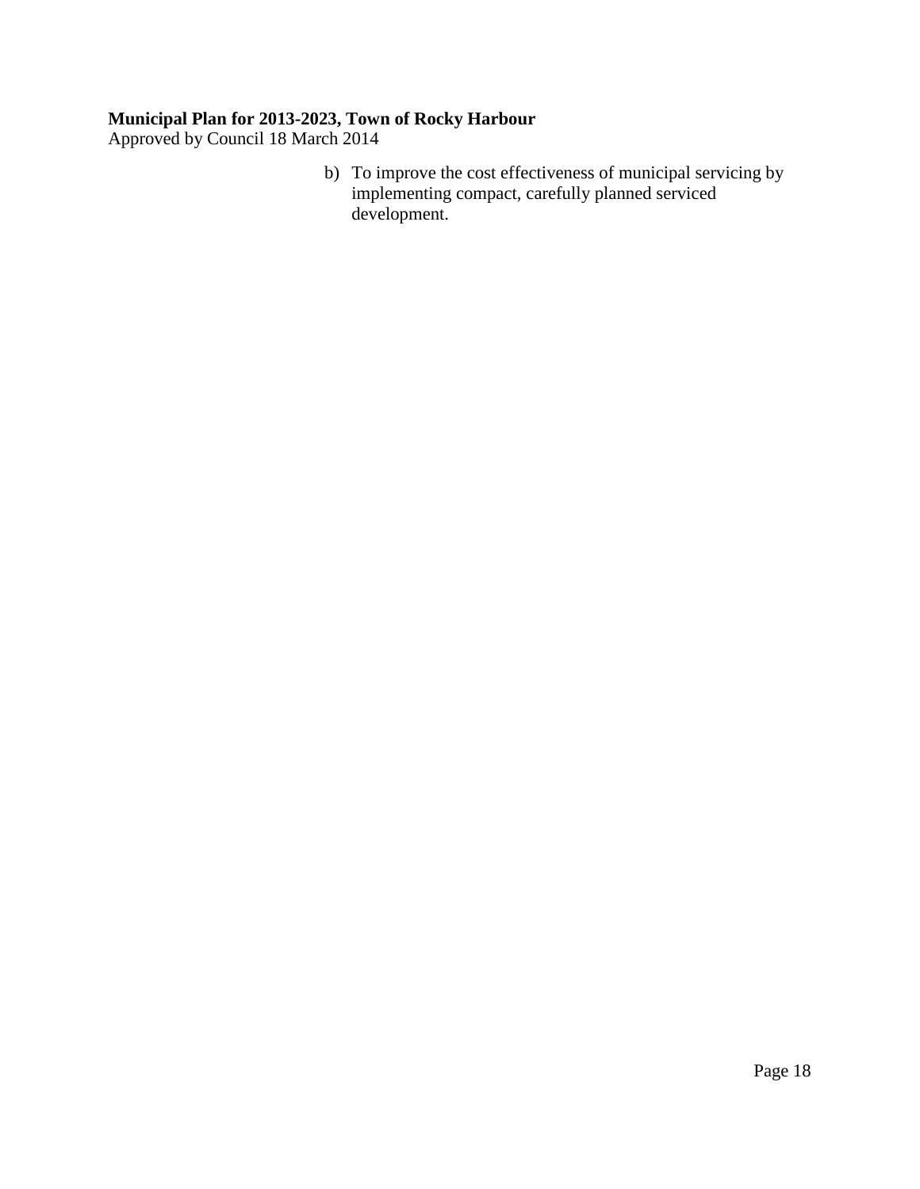b) To improve the cost effectiveness of municipal servicing by implementing compact, carefully planned serviced development.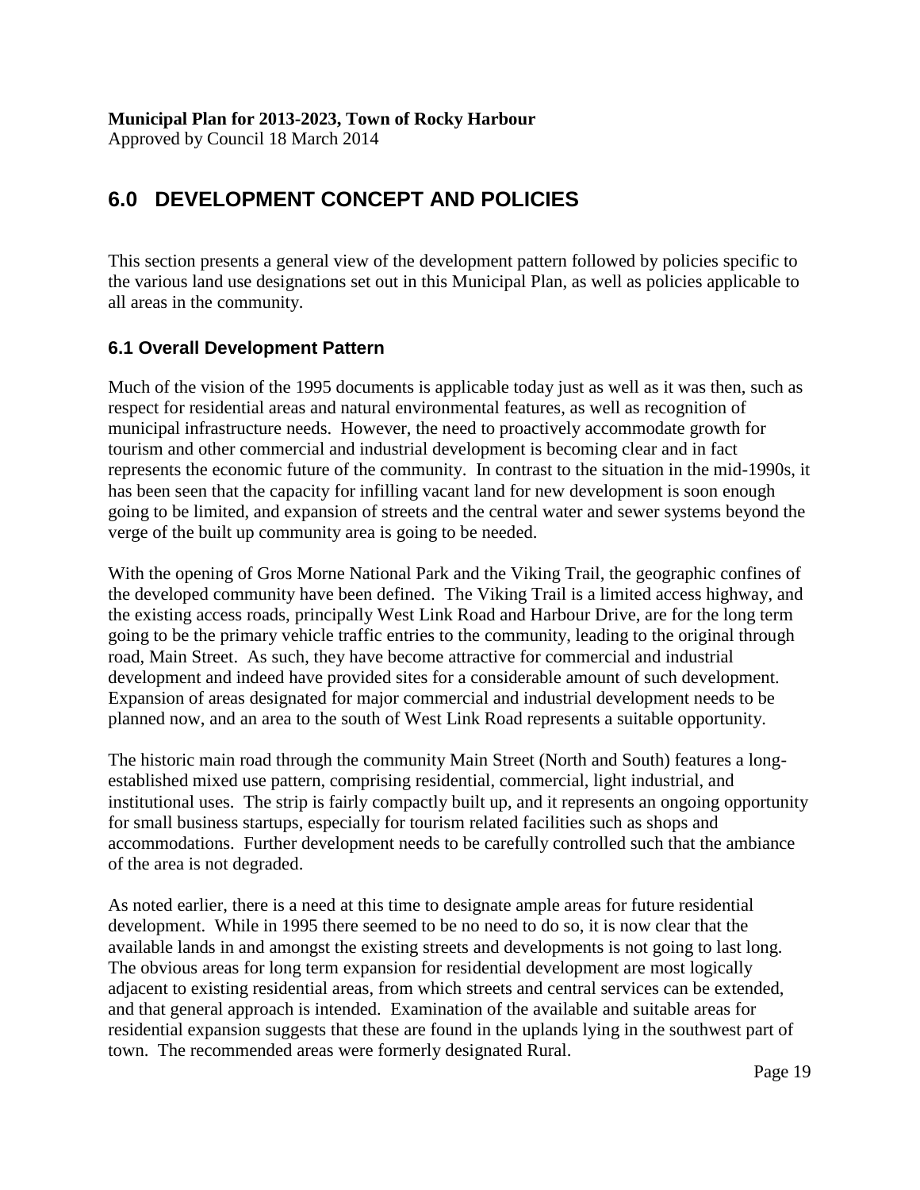## 6.0 DEVELOPMENT CONCEPT AND POLICIES

This section presents a general view of the development pattern followed by policies specific to the various land use designations set out in this Municipal Plan, as well as policies applicable to all areas in the community.

### 6.1 Overall Development Pattern

Much of the vision of the 1995 documents is applicable today just as well as it was then, such as respect for residential areas and natural environmental features, as well as recognition of municipal infrastructure needs. However, the need to proactively accommodate growth for tourism and other commercial and industrial development is becoming clear and in fact represents the economic future of the community. In contrast to the situation in the mid-1990s, it has been seen that the capacity for infilling vacant land for new development is soon enough going to be limited, and expansion of streets and the central water and sewer systems beyond the verge of the built up community area is going to be needed.

With the opening of Gros Morne National Park and the Viking Trail, the geographic confines of the developed community have been defined. The Viking Trail is a limited access highway, and the existing access roads, principally West Link Road and Harbour Drive, are for the long term going to be the primary vehicle traffic entries to the community, leading to the original through road, Main Street. As such, they have become attractive for commercial and industrial development and indeed have provided sites for a considerable amount of such development. Expansion of areas designated for major commercial and industrial development needs to be planned now, and an area to the south of West Link Road represents a suitable opportunity.

The historic main road through the community Main Street (North and South) features a long-established mixed use pattern, comprising residential, commercial, light industrial, and institutional uses. The strip is fairly compactly built up, and it represents an ongoing opportunity for small business startups, especially for tourism related facilities such as shops and accommodations. Further development needs to be carefully controlled such that the ambiance of the area is not degraded.

As noted earlier, there is a need at this time to designate ample areas for future residential development. While in 1995 there seemed to be no need to do so, it is now clear that the available lands in and amongst the existing streets and developments is not going to last long. The obvious areas for long term expansion for residential development are most logically adjacent to existing residential areas, from which streets and central services can be extended, and that general approach is intended. Examination of the available and suitable areas for residential expansion suggests that these are found in the uplands lying in the southwest part of town. The recommended areas were formerly designated Rural.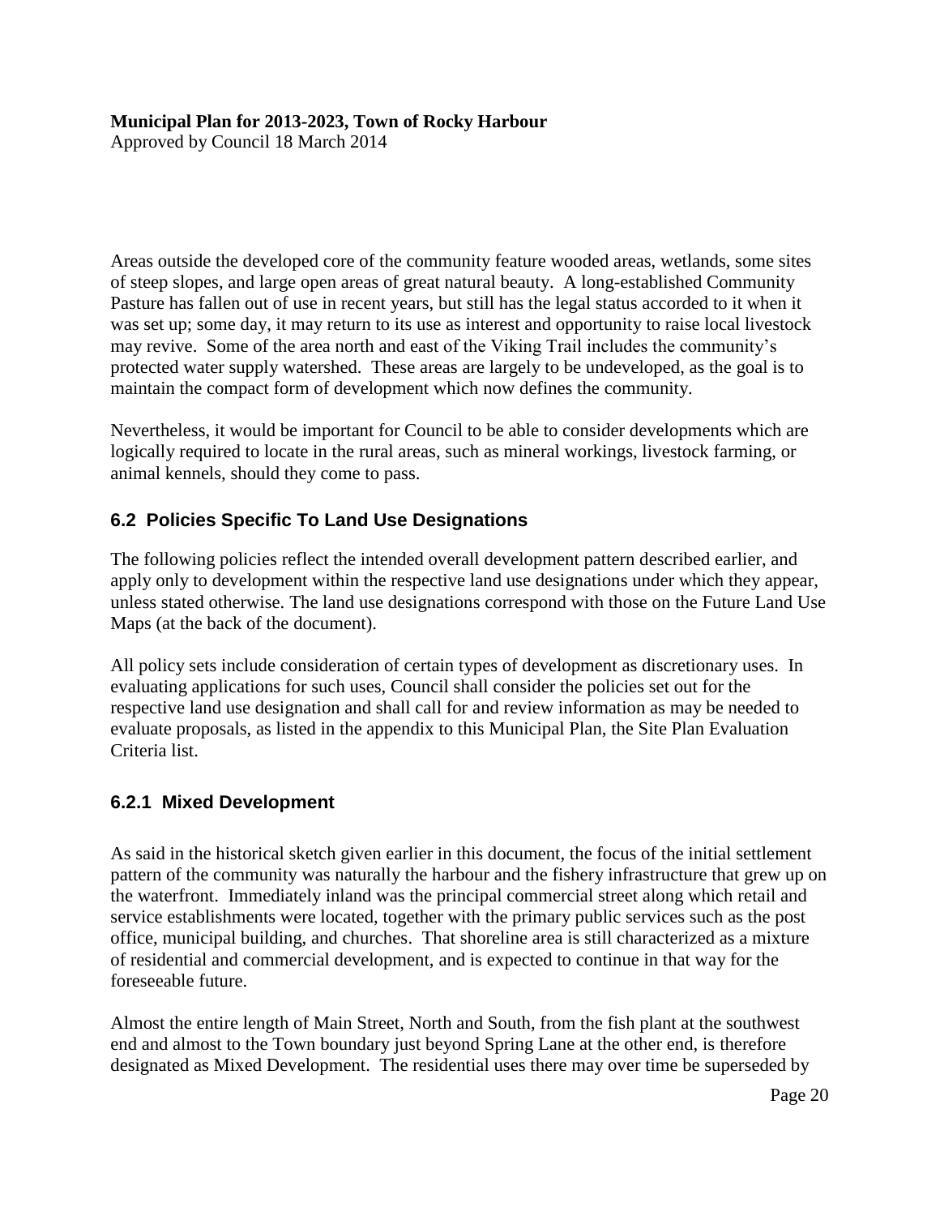Areas outside the developed core of the community feature wooded areas, wetlands, some sites of steep slopes, and large open areas of great natural beauty. A long-established Community Pasture has fallen out of use in recent years, but still has the legal status accorded to it when it was set up; some day, it may return to its use as interest and opportunity to raise local livestock may revive. Some of the area north and east of the Viking Trail includes the community's protected water supply watershed. These areas are largely to be undeveloped, as the goal is to maintain the compact form of development which now defines the community.

Nevertheless, it would be important for Council to be able to consider developments which are logically required to locate in the rural areas, such as mineral workings, livestock farming, or animal kennels, should they come to pass.

### 6.2 Policies Specific To Land Use Designations

The following policies reflect the intended overall development pattern described earlier, and apply only to development within the respective land use designations under which they appear, unless stated otherwise. The land use designations correspond with those on the Future Land Use Maps (at the back of the document).

All policy sets include consideration of certain types of development as discretionary uses. In evaluating applications for such uses, Council shall consider the policies set out for the respective land use designation and shall call for and review information as may be needed to evaluate proposals, as listed in the appendix to this Municipal Plan, the Site Plan Evaluation Criteria list.

### 6.2.1 Mixed Development

As said in the historical sketch given earlier in this document, the focus of the initial settlement pattern of the community was naturally the harbour and the fishery infrastructure that grew up on the waterfront. Immediately inland was the principal commercial street along which retail and service establishments were located, together with the primary public services such as the post office, municipal building, and churches. That shoreline area is still characterized as a mixture of residential and commercial development, and is expected to continue in that way for the foreseeable future.

Almost the entire length of Main Street, North and South, from the fish plant at the southwest end and almost to the Town boundary just beyond Spring Lane at the other end, is therefore designated as Mixed Development. The residential uses there may over time be superseded by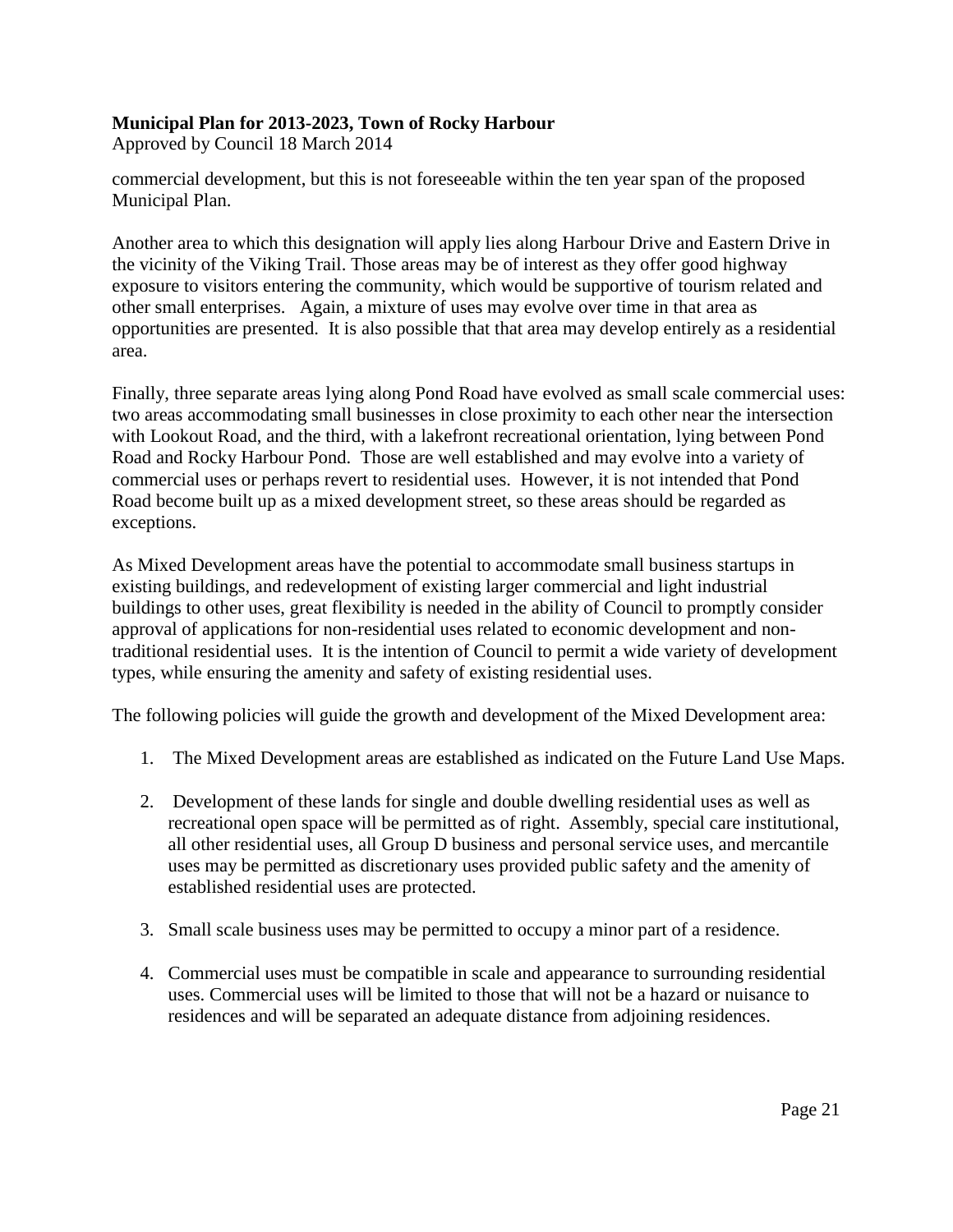commercial development, but this is not foreseeable within the ten year span of the proposed Municipal Plan.

Another area to which this designation will apply lies along Harbour Drive and Eastern Drive in the vicinity of the Viking Trail. Those areas may be of interest as they offer good highway exposure to visitors entering the community, which would be supportive of tourism related and other small enterprises. Again, a mixture of uses may evolve over time in that area as opportunities are presented. It is also possible that that area may develop entirely as a residential area.

Finally, three separate areas lying along Pond Road have evolved as small scale commercial uses: two areas accommodating small businesses in close proximity to each other near the intersection with Lookout Road, and the third, with a lakefront recreational orientation, lying between Pond Road and Rocky Harbour Pond. Those are well established and may evolve into a variety of commercial uses or perhaps revert to residential uses. However, it is not intended that Pond Road become built up as a mixed development street, so these areas should be regarded as exceptions.

As Mixed Development areas have the potential to accommodate small business startups in existing buildings, and redevelopment of existing larger commercial and light industrial buildings to other uses, great flexibility is needed in the ability of Council to promptly consider approval of applications for non-residential uses related to economic development and non-traditional residential uses. It is the intention of Council to permit a wide variety of development types, while ensuring the amenity and safety of existing residential uses.

The following policies will guide the growth and development of the Mixed Development area:

1. The Mixed Development areas are established as indicated on the Future Land Use Maps.

2. Development of these lands for single and double dwelling residential uses as well as recreational open space will be permitted as of right. Assembly, special care institutional, all other residential uses, all Group D business and personal service uses, and mercantile uses may be permitted as discretionary uses provided public safety and the amenity of established residential uses are protected.

3. Small scale business uses may be permitted to occupy a minor part of a residence.

4. Commercial uses must be compatible in scale and appearance to surrounding residential uses. Commercial uses will be limited to those that will not be a hazard or nuisance to residences and will be separated an adequate distance from adjoining residences.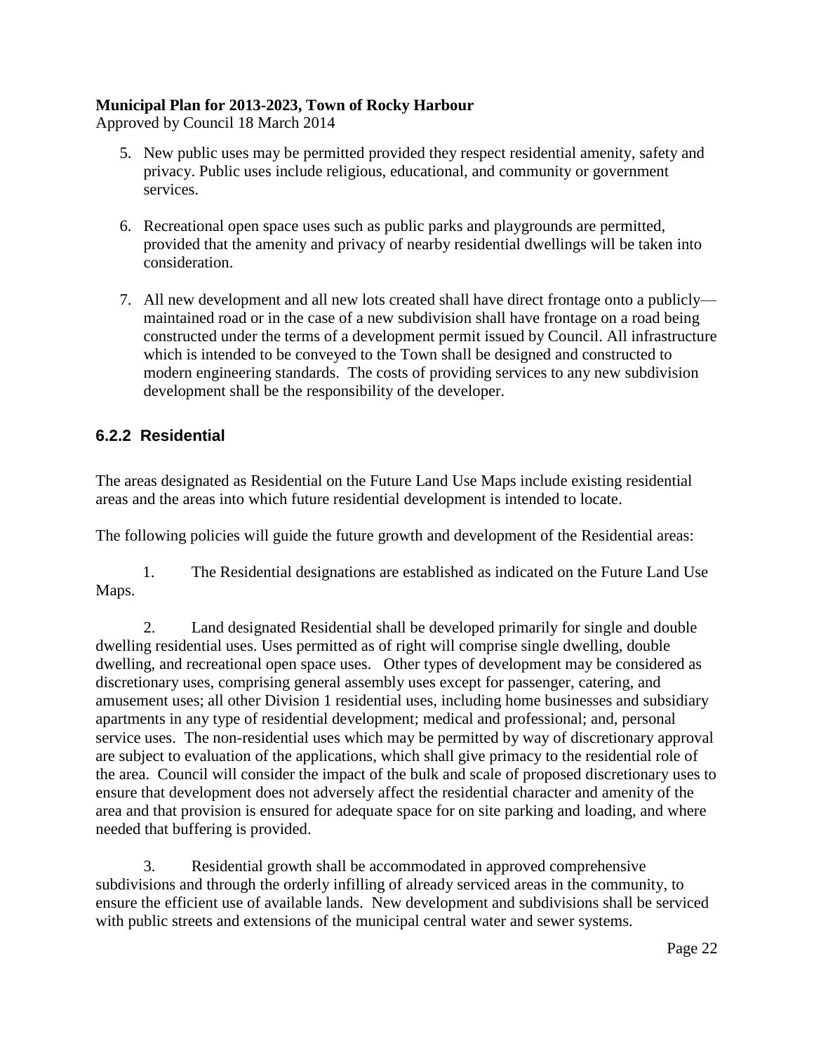5. New public uses may be permitted provided they respect residential amenity, safety and privacy. Public uses include religious, educational, and community or government services.

6. Recreational open space uses such as public parks and playgrounds are permitted, provided that the amenity and privacy of nearby residential dwellings will be taken into consideration.

7. All new development and all new lots created shall have direct frontage onto a publicly—maintained road or in the case of a new subdivision shall have frontage on a road being constructed under the terms of a development permit issued by Council. All infrastructure which is intended to be conveyed to the Town shall be designed and constructed to modern engineering standards. The costs of providing services to any new subdivision development shall be the responsibility of the developer.

### 6.2.2 Residential

The areas designated as Residential on the Future Land Use Maps include existing residential areas and the areas into which future residential development is intended to locate.

The following policies will guide the future growth and development of the Residential areas:

1. The Residential designations are established as indicated on the Future Land Use Maps.

2. Land designated Residential shall be developed primarily for single and double dwelling residential uses. Uses permitted as of right will comprise single dwelling, double dwelling, and recreational open space uses. Other types of development may be considered as discretionary uses, comprising general assembly uses except for passenger, catering, and amusement uses; all other Division 1 residential uses, including home businesses and subsidiary apartments in any type of residential development; medical and professional; and, personal service uses. The non-residential uses which may be permitted by way of discretionary approval are subject to evaluation of the applications, which shall give primacy to the residential role of the area. Council will consider the impact of the bulk and scale of proposed discretionary uses to ensure that development does not adversely affect the residential character and amenity of the area and that provision is ensured for adequate space for on site parking and loading, and where needed that buffering is provided.

3. Residential growth shall be accommodated in approved comprehensive subdivisions and through the orderly infilling of already serviced areas in the community, to ensure the efficient use of available lands. New development and subdivisions shall be serviced with public streets and extensions of the municipal central water and sewer systems.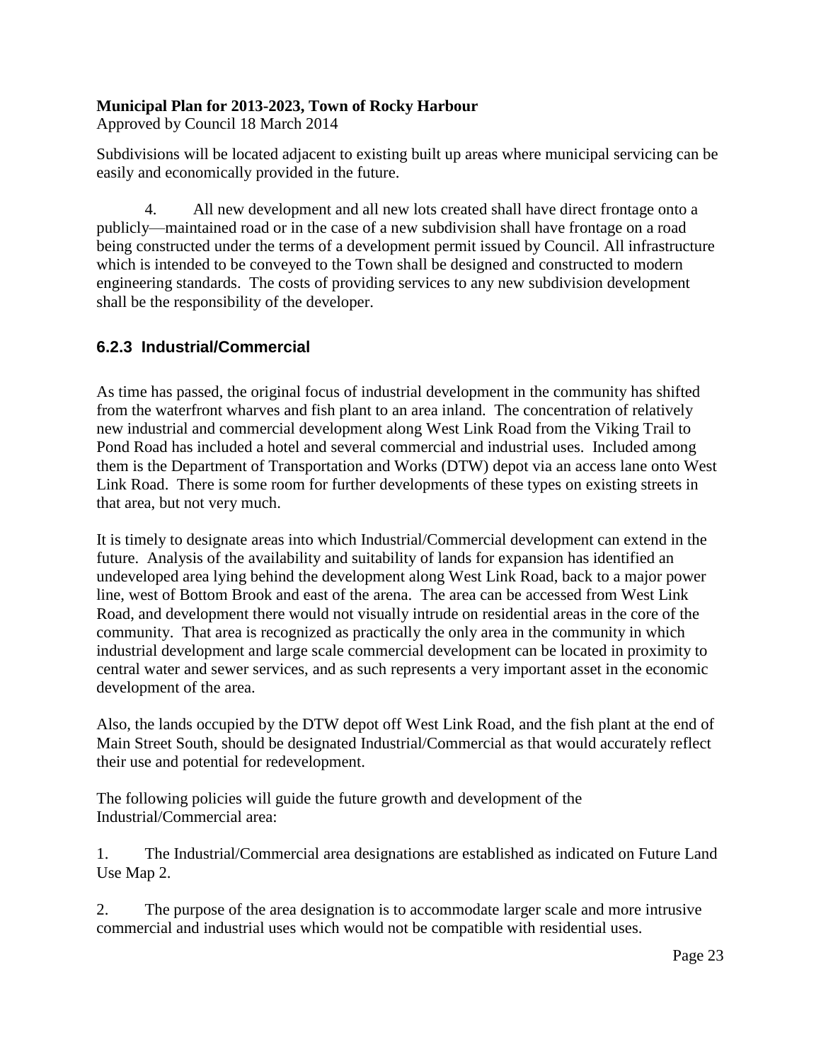Subdivisions will be located adjacent to existing built up areas where municipal servicing can be easily and economically provided in the future.

4. All new development and all new lots created shall have direct frontage onto a publicly—maintained road or in the case of a new subdivision shall have frontage on a road being constructed under the terms of a development permit issued by Council. All infrastructure which is intended to be conveyed to the Town shall be designed and constructed to modern engineering standards. The costs of providing services to any new subdivision development shall be the responsibility of the developer.

### 6.2.3 Industrial/Commercial

As time has passed, the original focus of industrial development in the community has shifted from the waterfront wharves and fish plant to an area inland. The concentration of relatively new industrial and commercial development along West Link Road from the Viking Trail to Pond Road has included a hotel and several commercial and industrial uses. Included among them is the Department of Transportation and Works (DTW) depot via an access lane onto West Link Road. There is some room for further developments of these types on existing streets in that area, but not very much.

It is timely to designate areas into which Industrial/Commercial development can extend in the future. Analysis of the availability and suitability of lands for expansion has identified an undeveloped area lying behind the development along West Link Road, back to a major power line, west of Bottom Brook and east of the arena. The area can be accessed from West Link Road, and development there would not visually intrude on residential areas in the core of the community. That area is recognized as practically the only area in the community in which industrial development and large scale commercial development can be located in proximity to central water and sewer services, and as such represents a very important asset in the economic development of the area.

Also, the lands occupied by the DTW depot off West Link Road, and the fish plant at the end of Main Street South, should be designated Industrial/Commercial as that would accurately reflect their use and potential for redevelopment.

The following policies will guide the future growth and development of the Industrial/Commercial area:

1. The Industrial/Commercial area designations are established as indicated on Future Land Use Map 2.

2. The purpose of the area designation is to accommodate larger scale and more intrusive commercial and industrial uses which would not be compatible with residential uses.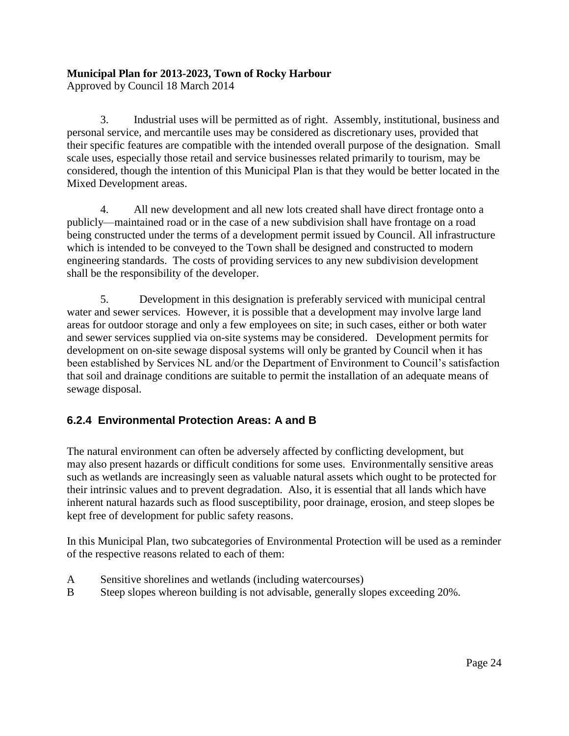3. Industrial uses will be permitted as of right. Assembly, institutional, business and personal service, and mercantile uses may be considered as discretionary uses, provided that their specific features are compatible with the intended overall purpose of the designation. Small scale uses, especially those retail and service businesses related primarily to tourism, may be considered, though the intention of this Municipal Plan is that they would be better located in the Mixed Development areas.

4. All new development and all new lots created shall have direct frontage onto a publicly—maintained road or in the case of a new subdivision shall have frontage on a road being constructed under the terms of a development permit issued by Council. All infrastructure which is intended to be conveyed to the Town shall be designed and constructed to modern engineering standards. The costs of providing services to any new subdivision development shall be the responsibility of the developer.

5. Development in this designation is preferably serviced with municipal central water and sewer services. However, it is possible that a development may involve large land areas for outdoor storage and only a few employees on site; in such cases, either or both water and sewer services supplied via on-site systems may be considered. Development permits for development on on-site sewage disposal systems will only be granted by Council when it has been established by Services NL and/or the Department of Environment to Council's satisfaction that soil and drainage conditions are suitable to permit the installation of an adequate means of sewage disposal.

### 6.2.4 Environmental Protection Areas: A and B

The natural environment can often be adversely affected by conflicting development, but may also present hazards or difficult conditions for some uses. Environmentally sensitive areas such as wetlands are increasingly seen as valuable natural assets which ought to be protected for their intrinsic values and to prevent degradation. Also, it is essential that all lands which have inherent natural hazards such as flood susceptibility, poor drainage, erosion, and steep slopes be kept free of development for public safety reasons.

In this Municipal Plan, two subcategories of Environmental Protection will be used as a reminder of the respective reasons related to each of them:

A Sensitive shorelines and wetlands (including watercourses)
B Steep slopes whereon building is not advisable, generally slopes exceeding 20%.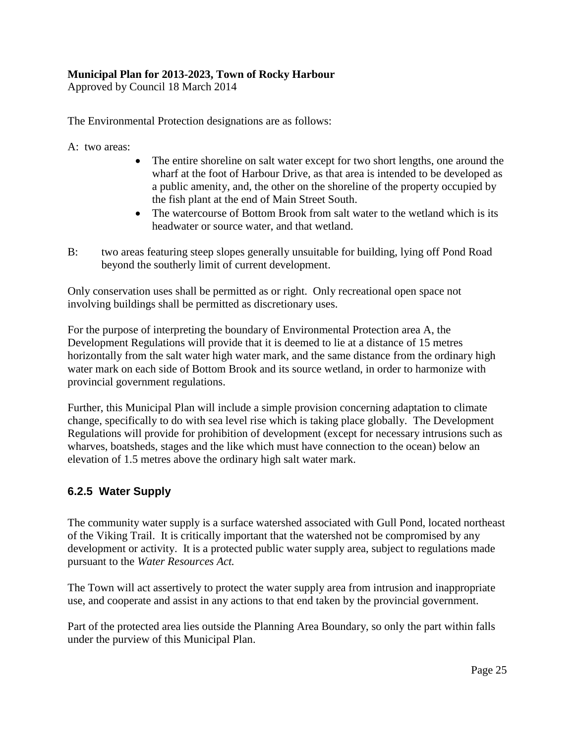The Environmental Protection designations are as follows:

A: two areas:

- The entire shoreline on salt water except for two short lengths, one around the wharf at the foot of Harbour Drive, as that area is intended to be developed as a public amenity, and, the other on the shoreline of the property occupied by the fish plant at the end of Main Street South.
- The watercourse of Bottom Brook from salt water to the wetland which is its headwater or source water, and that wetland.

B: two areas featuring steep slopes generally unsuitable for building, lying off Pond Road beyond the southerly limit of current development.

Only conservation uses shall be permitted as or right. Only recreational open space not involving buildings shall be permitted as discretionary uses.

For the purpose of interpreting the boundary of Environmental Protection area A, the Development Regulations will provide that it is deemed to lie at a distance of 15 metres horizontally from the salt water high water mark, and the same distance from the ordinary high water mark on each side of Bottom Brook and its source wetland, in order to harmonize with provincial government regulations.

Further, this Municipal Plan will include a simple provision concerning adaptation to climate change, specifically to do with sea level rise which is taking place globally. The Development Regulations will provide for prohibition of development (except for necessary intrusions such as wharves, boatsheds, stages and the like which must have connection to the ocean) below an elevation of 1.5 metres above the ordinary high salt water mark.

### 6.2.5 Water Supply

The community water supply is a surface watershed associated with Gull Pond, located northeast of the Viking Trail. It is critically important that the watershed not be compromised by any development or activity. It is a protected public water supply area, subject to regulations made pursuant to the *Water Resources Act.*

The Town will act assertively to protect the water supply area from intrusion and inappropriate use, and cooperate and assist in any actions to that end taken by the provincial government.

Part of the protected area lies outside the Planning Area Boundary, so only the part within falls under the purview of this Municipal Plan.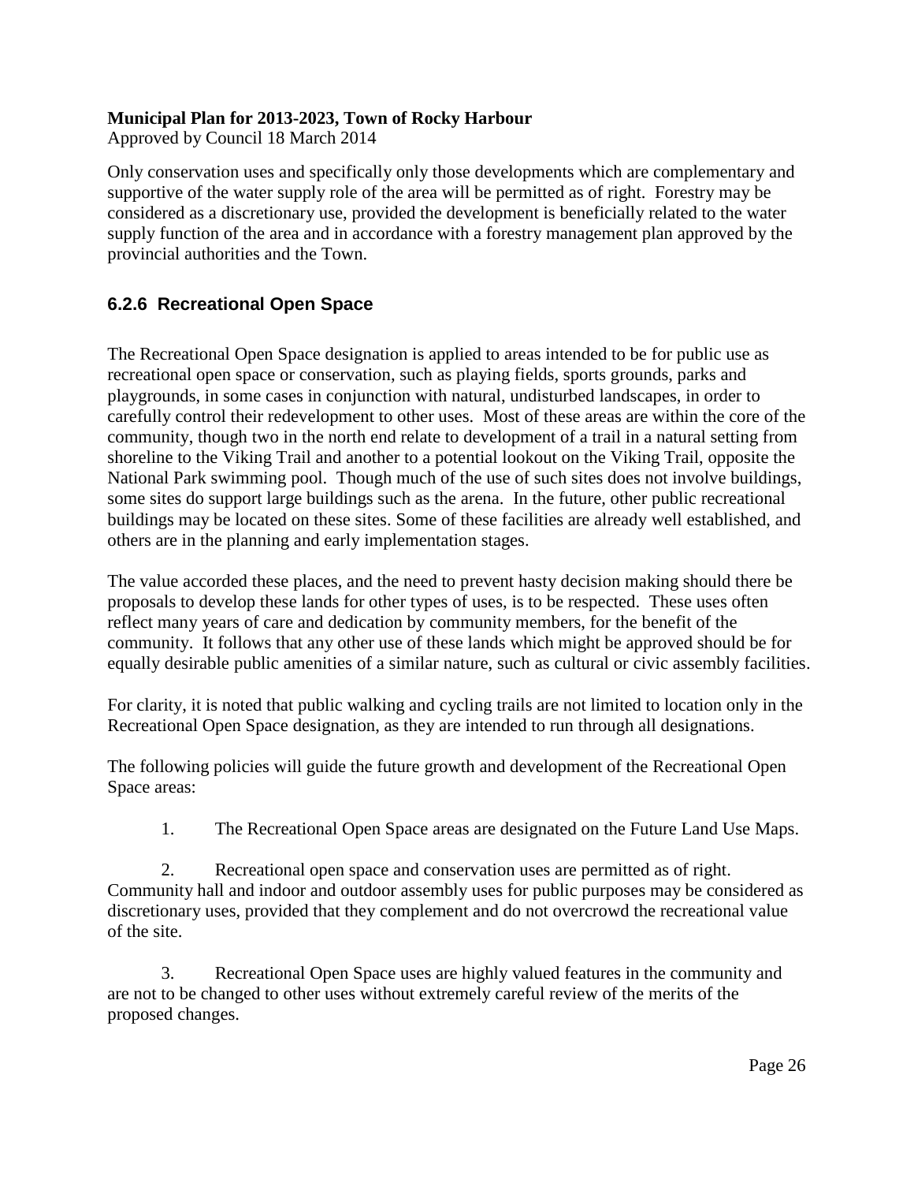Only conservation uses and specifically only those developments which are complementary and supportive of the water supply role of the area will be permitted as of right. Forestry may be considered as a discretionary use, provided the development is beneficially related to the water supply function of the area and in accordance with a forestry management plan approved by the provincial authorities and the Town.

### 6.2.6 Recreational Open Space

The Recreational Open Space designation is applied to areas intended to be for public use as recreational open space or conservation, such as playing fields, sports grounds, parks and playgrounds, in some cases in conjunction with natural, undisturbed landscapes, in order to carefully control their redevelopment to other uses. Most of these areas are within the core of the community, though two in the north end relate to development of a trail in a natural setting from shoreline to the Viking Trail and another to a potential lookout on the Viking Trail, opposite the National Park swimming pool. Though much of the use of such sites does not involve buildings, some sites do support large buildings such as the arena. In the future, other public recreational buildings may be located on these sites. Some of these facilities are already well established, and others are in the planning and early implementation stages.

The value accorded these places, and the need to prevent hasty decision making should there be proposals to develop these lands for other types of uses, is to be respected. These uses often reflect many years of care and dedication by community members, for the benefit of the community. It follows that any other use of these lands which might be approved should be for equally desirable public amenities of a similar nature, such as cultural or civic assembly facilities.

For clarity, it is noted that public walking and cycling trails are not limited to location only in the Recreational Open Space designation, as they are intended to run through all designations.

The following policies will guide the future growth and development of the Recreational Open Space areas:

1. The Recreational Open Space areas are designated on the Future Land Use Maps.

2. Recreational open space and conservation uses are permitted as of right. Community hall and indoor and outdoor assembly uses for public purposes may be considered as discretionary uses, provided that they complement and do not overcrowd the recreational value of the site.

3. Recreational Open Space uses are highly valued features in the community and are not to be changed to other uses without extremely careful review of the merits of the proposed changes.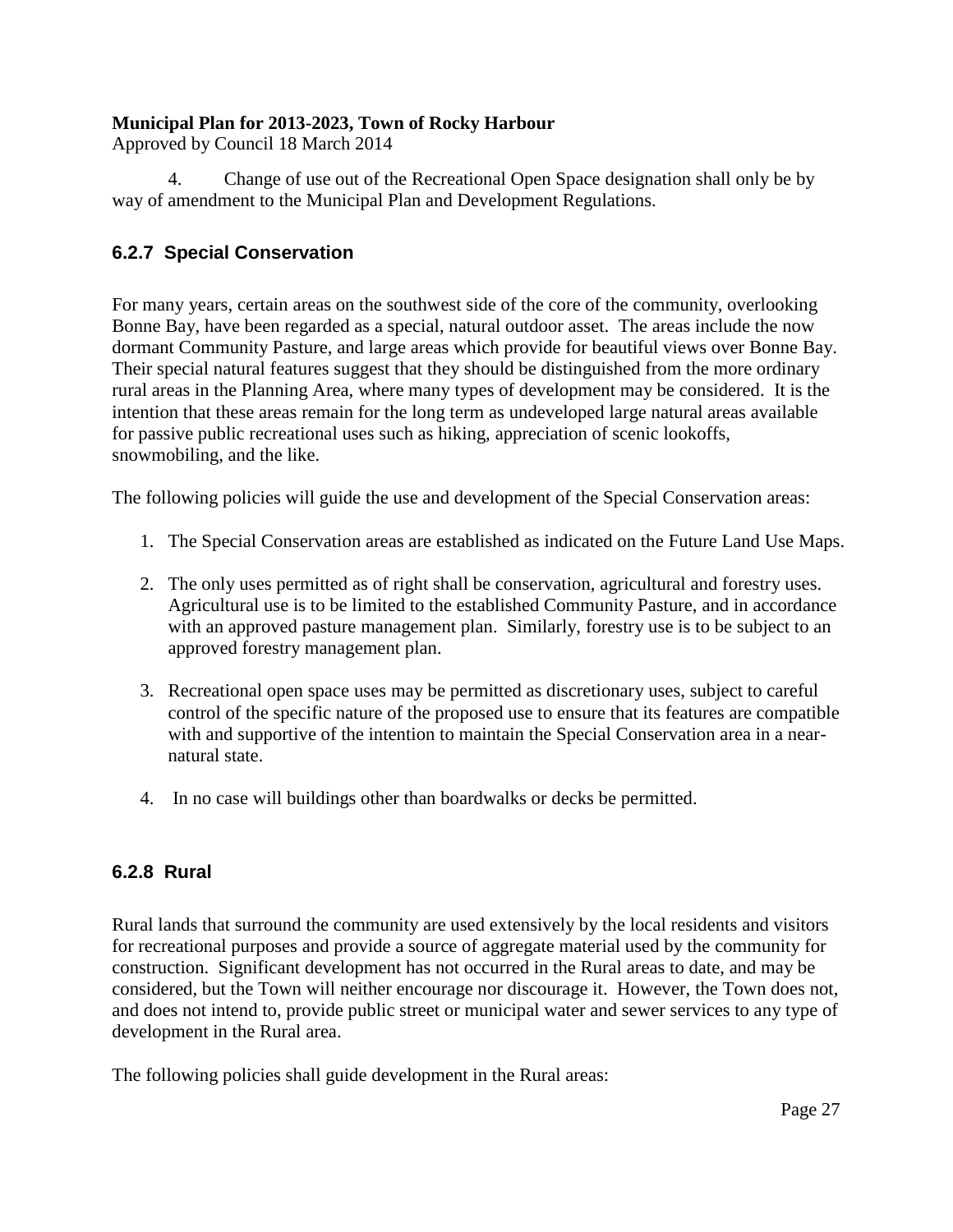4. Change of use out of the Recreational Open Space designation shall only be by way of amendment to the Municipal Plan and Development Regulations.

### 6.2.7 Special Conservation

For many years, certain areas on the southwest side of the core of the community, overlooking Bonne Bay, have been regarded as a special, natural outdoor asset. The areas include the now dormant Community Pasture, and large areas which provide for beautiful views over Bonne Bay. Their special natural features suggest that they should be distinguished from the more ordinary rural areas in the Planning Area, where many types of development may be considered. It is the intention that these areas remain for the long term as undeveloped large natural areas available for passive public recreational uses such as hiking, appreciation of scenic lookoffs, snowmobiling, and the like.

The following policies will guide the use and development of the Special Conservation areas:

1. The Special Conservation areas are established as indicated on the Future Land Use Maps.

2. The only uses permitted as of right shall be conservation, agricultural and forestry uses. Agricultural use is to be limited to the established Community Pasture, and in accordance with an approved pasture management plan. Similarly, forestry use is to be subject to an approved forestry management plan.

3. Recreational open space uses may be permitted as discretionary uses, subject to careful control of the specific nature of the proposed use to ensure that its features are compatible with and supportive of the intention to maintain the Special Conservation area in a near-natural state.

4. In no case will buildings other than boardwalks or decks be permitted.

### 6.2.8 Rural

Rural lands that surround the community are used extensively by the local residents and visitors for recreational purposes and provide a source of aggregate material used by the community for construction. Significant development has not occurred in the Rural areas to date, and may be considered, but the Town will neither encourage nor discourage it. However, the Town does not, and does not intend to, provide public street or municipal water and sewer services to any type of development in the Rural area.

The following policies shall guide development in the Rural areas: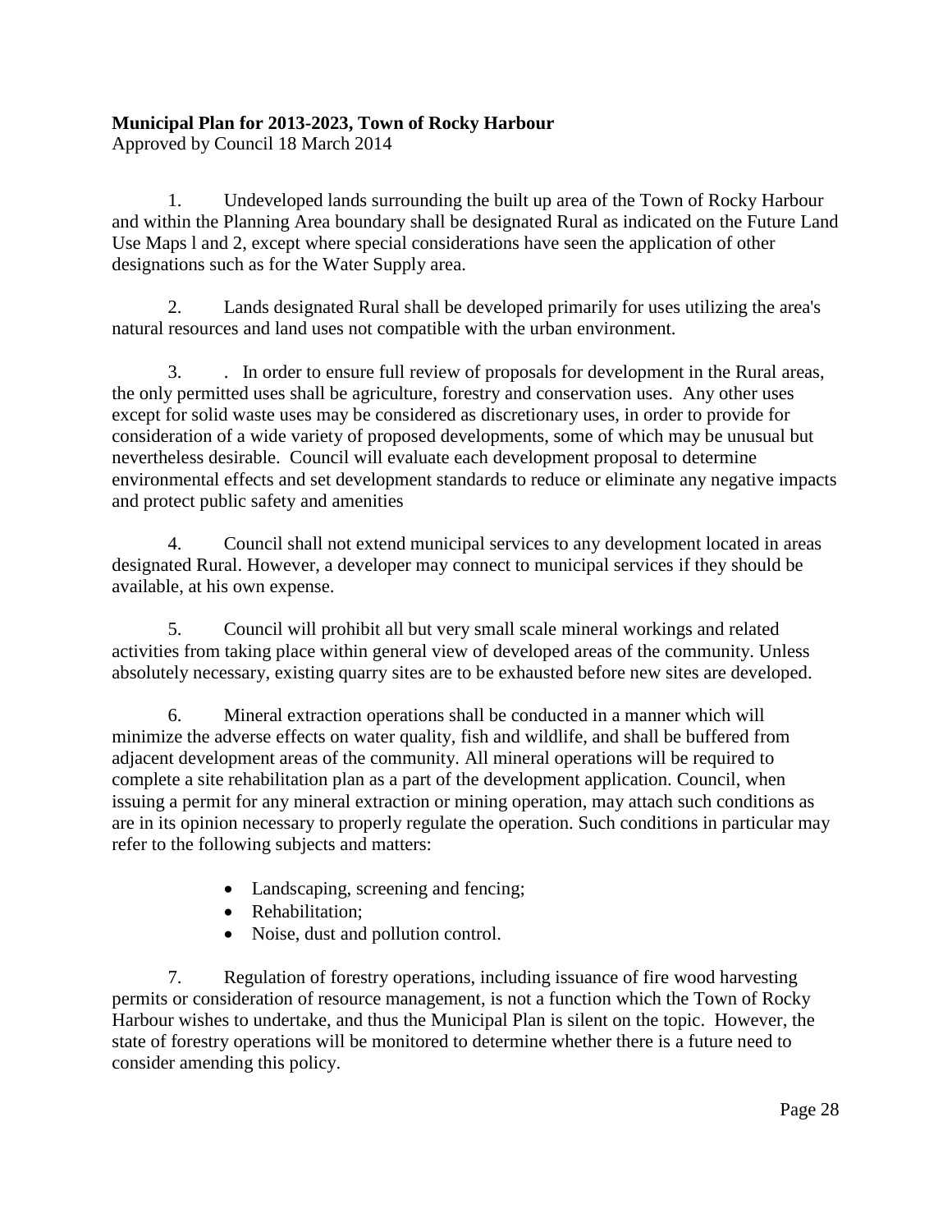**Municipal Plan for 2013-2023, Town of Rocky Harbour**
Approved by Council 18 March 2014

1. Undeveloped lands surrounding the built up area of the Town of Rocky Harbour and within the Planning Area boundary shall be designated Rural as indicated on the Future Land Use Maps l and 2, except where special considerations have seen the application of other designations such as for the Water Supply area.

2. Lands designated Rural shall be developed primarily for uses utilizing the area's natural resources and land uses not compatible with the urban environment.

3. . In order to ensure full review of proposals for development in the Rural areas, the only permitted uses shall be agriculture, forestry and conservation uses. Any other uses except for solid waste uses may be considered as discretionary uses, in order to provide for consideration of a wide variety of proposed developments, some of which may be unusual but nevertheless desirable. Council will evaluate each development proposal to determine environmental effects and set development standards to reduce or eliminate any negative impacts and protect public safety and amenities

4. Council shall not extend municipal services to any development located in areas designated Rural. However, a developer may connect to municipal services if they should be available, at his own expense.

5. Council will prohibit all but very small scale mineral workings and related activities from taking place within general view of developed areas of the community. Unless absolutely necessary, existing quarry sites are to be exhausted before new sites are developed.

6. Mineral extraction operations shall be conducted in a manner which will minimize the adverse effects on water quality, fish and wildlife, and shall be buffered from adjacent development areas of the community. All mineral operations will be required to complete a site rehabilitation plan as a part of the development application. Council, when issuing a permit for any mineral extraction or mining operation, may attach such conditions as are in its opinion necessary to properly regulate the operation. Such conditions in particular may refer to the following subjects and matters:

- Landscaping, screening and fencing;
- Rehabilitation;
- Noise, dust and pollution control.

7. Regulation of forestry operations, including issuance of fire wood harvesting permits or consideration of resource management, is not a function which the Town of Rocky Harbour wishes to undertake, and thus the Municipal Plan is silent on the topic. However, the state of forestry operations will be monitored to determine whether there is a future need to consider amending this policy.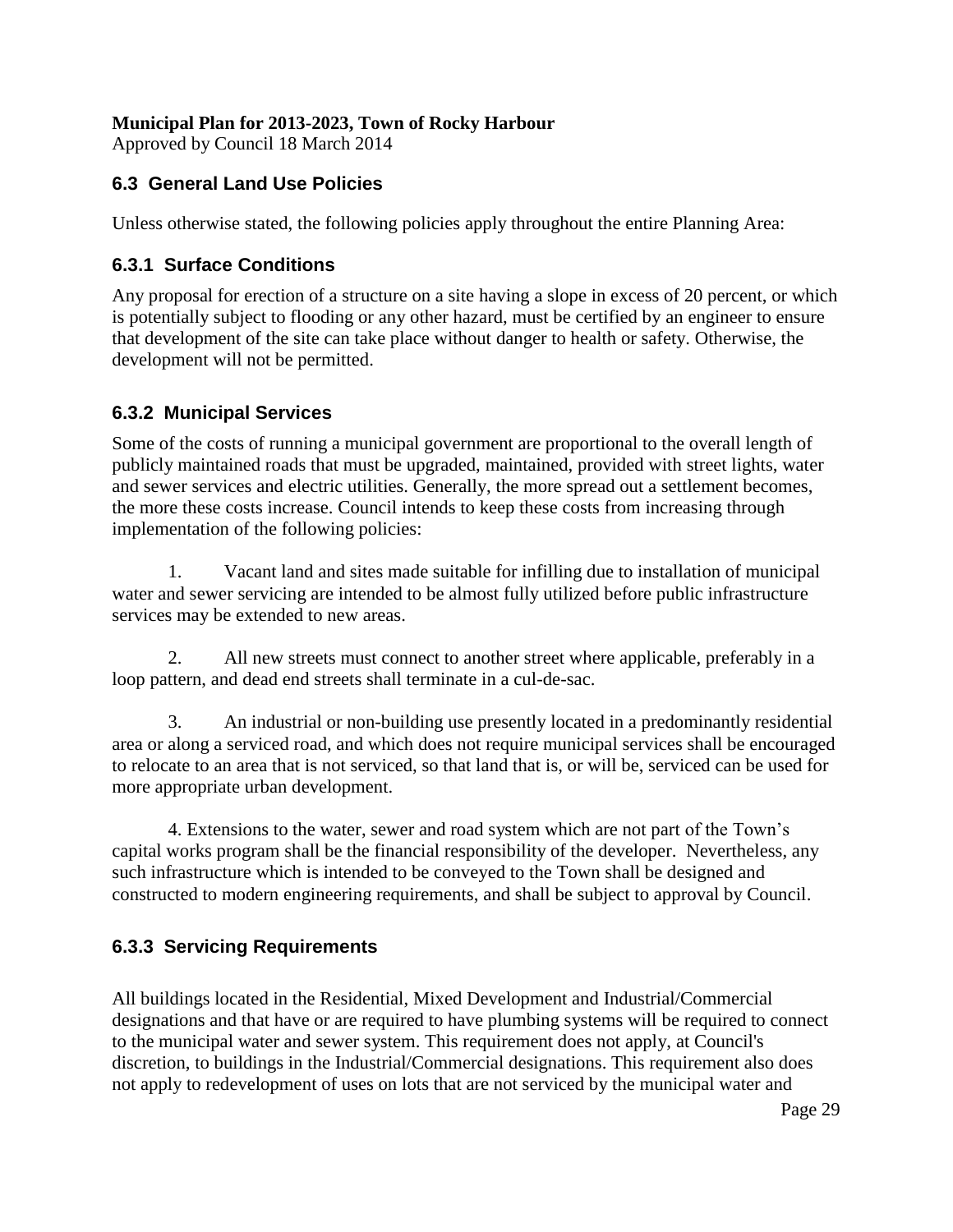## 6.3 General Land Use Policies

Unless otherwise stated, the following policies apply throughout the entire Planning Area:

### 6.3.1 Surface Conditions

Any proposal for erection of a structure on a site having a slope in excess of 20 percent, or which is potentially subject to flooding or any other hazard, must be certified by an engineer to ensure that development of the site can take place without danger to health or safety. Otherwise, the development will not be permitted.

### 6.3.2 Municipal Services

Some of the costs of running a municipal government are proportional to the overall length of publicly maintained roads that must be upgraded, maintained, provided with street lights, water and sewer services and electric utilities. Generally, the more spread out a settlement becomes, the more these costs increase. Council intends to keep these costs from increasing through implementation of the following policies:

1. Vacant land and sites made suitable for infilling due to installation of municipal water and sewer servicing are intended to be almost fully utilized before public infrastructure services may be extended to new areas.

2. All new streets must connect to another street where applicable, preferably in a loop pattern, and dead end streets shall terminate in a cul-de-sac.

3. An industrial or non-building use presently located in a predominantly residential area or along a serviced road, and which does not require municipal services shall be encouraged to relocate to an area that is not serviced, so that land that is, or will be, serviced can be used for more appropriate urban development.

4. Extensions to the water, sewer and road system which are not part of the Town's capital works program shall be the financial responsibility of the developer. Nevertheless, any such infrastructure which is intended to be conveyed to the Town shall be designed and constructed to modern engineering requirements, and shall be subject to approval by Council.

### 6.3.3 Servicing Requirements

All buildings located in the Residential, Mixed Development and Industrial/Commercial designations and that have or are required to have plumbing systems will be required to connect to the municipal water and sewer system. This requirement does not apply, at Council's discretion, to buildings in the Industrial/Commercial designations. This requirement also does not apply to redevelopment of uses on lots that are not serviced by the municipal water and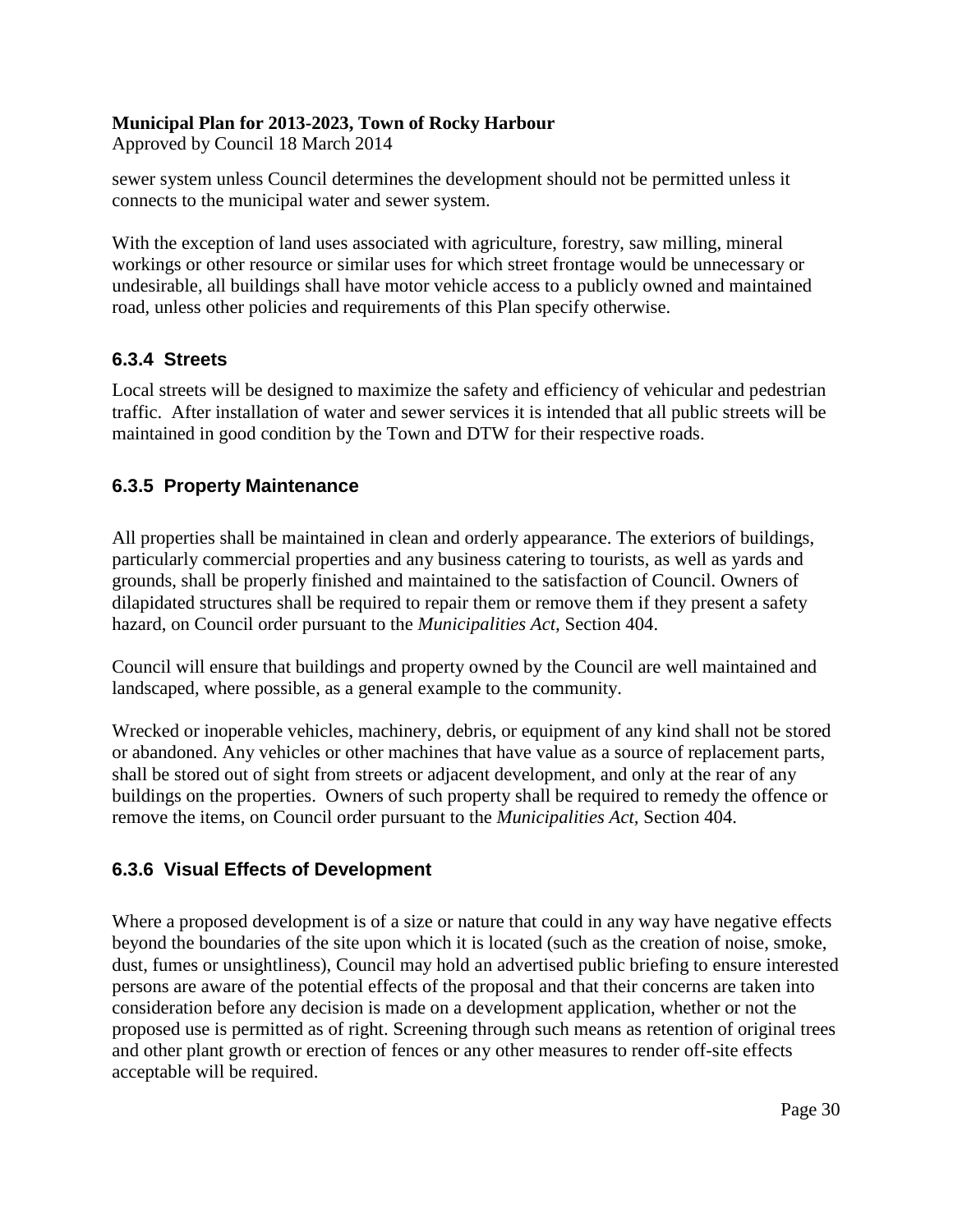sewer system unless Council determines the development should not be permitted unless it connects to the municipal water and sewer system.

With the exception of land uses associated with agriculture, forestry, saw milling, mineral workings or other resource or similar uses for which street frontage would be unnecessary or undesirable, all buildings shall have motor vehicle access to a publicly owned and maintained road, unless other policies and requirements of this Plan specify otherwise.

### 6.3.4 Streets

Local streets will be designed to maximize the safety and efficiency of vehicular and pedestrian traffic. After installation of water and sewer services it is intended that all public streets will be maintained in good condition by the Town and DTW for their respective roads.

### 6.3.5 Property Maintenance

All properties shall be maintained in clean and orderly appearance. The exteriors of buildings, particularly commercial properties and any business catering to tourists, as well as yards and grounds, shall be properly finished and maintained to the satisfaction of Council. Owners of dilapidated structures shall be required to repair them or remove them if they present a safety hazard, on Council order pursuant to the *Municipalities Act,* Section 404.

Council will ensure that buildings and property owned by the Council are well maintained and landscaped, where possible, as a general example to the community.

Wrecked or inoperable vehicles, machinery, debris, or equipment of any kind shall not be stored or abandoned. Any vehicles or other machines that have value as a source of replacement parts, shall be stored out of sight from streets or adjacent development, and only at the rear of any buildings on the properties. Owners of such property shall be required to remedy the offence or remove the items, on Council order pursuant to the *Municipalities Act,* Section 404.

### 6.3.6 Visual Effects of Development

Where a proposed development is of a size or nature that could in any way have negative effects beyond the boundaries of the site upon which it is located (such as the creation of noise, smoke, dust, fumes or unsightliness), Council may hold an advertised public briefing to ensure interested persons are aware of the potential effects of the proposal and that their concerns are taken into consideration before any decision is made on a development application, whether or not the proposed use is permitted as of right. Screening through such means as retention of original trees and other plant growth or erection of fences or any other measures to render off-site effects acceptable will be required.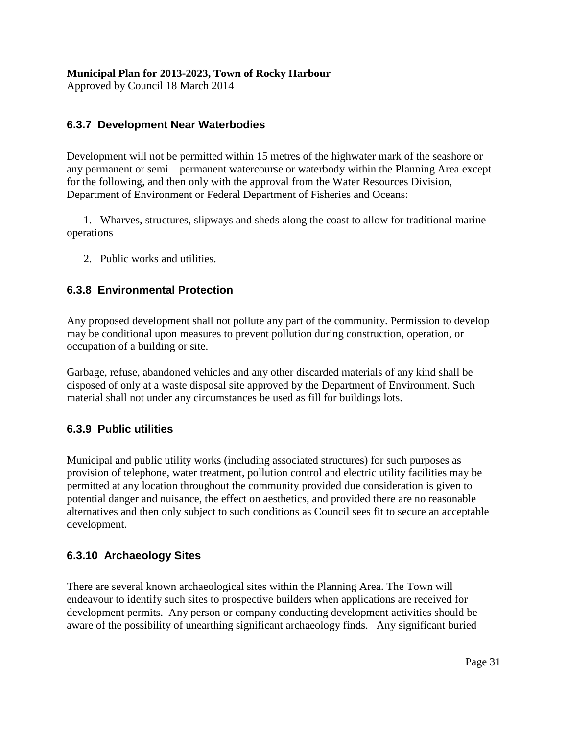### 6.3.7 Development Near Waterbodies

Development will not be permitted within 15 metres of the highwater mark of the seashore or any permanent or semi—permanent watercourse or waterbody within the Planning Area except for the following, and then only with the approval from the Water Resources Division, Department of Environment or Federal Department of Fisheries and Oceans:

1. Wharves, structures, slipways and sheds along the coast to allow for traditional marine operations
2. Public works and utilities.

### 6.3.8 Environmental Protection

Any proposed development shall not pollute any part of the community. Permission to develop may be conditional upon measures to prevent pollution during construction, operation, or occupation of a building or site.

Garbage, refuse, abandoned vehicles and any other discarded materials of any kind shall be disposed of only at a waste disposal site approved by the Department of Environment. Such material shall not under any circumstances be used as fill for buildings lots.

### 6.3.9 Public utilities

Municipal and public utility works (including associated structures) for such purposes as provision of telephone, water treatment, pollution control and electric utility facilities may be permitted at any location throughout the community provided due consideration is given to potential danger and nuisance, the effect on aesthetics, and provided there are no reasonable alternatives and then only subject to such conditions as Council sees fit to secure an acceptable development.

### 6.3.10 Archaeology Sites

There are several known archaeological sites within the Planning Area. The Town will endeavour to identify such sites to prospective builders when applications are received for development permits. Any person or company conducting development activities should be aware of the possibility of unearthing significant archaeology finds. Any significant buried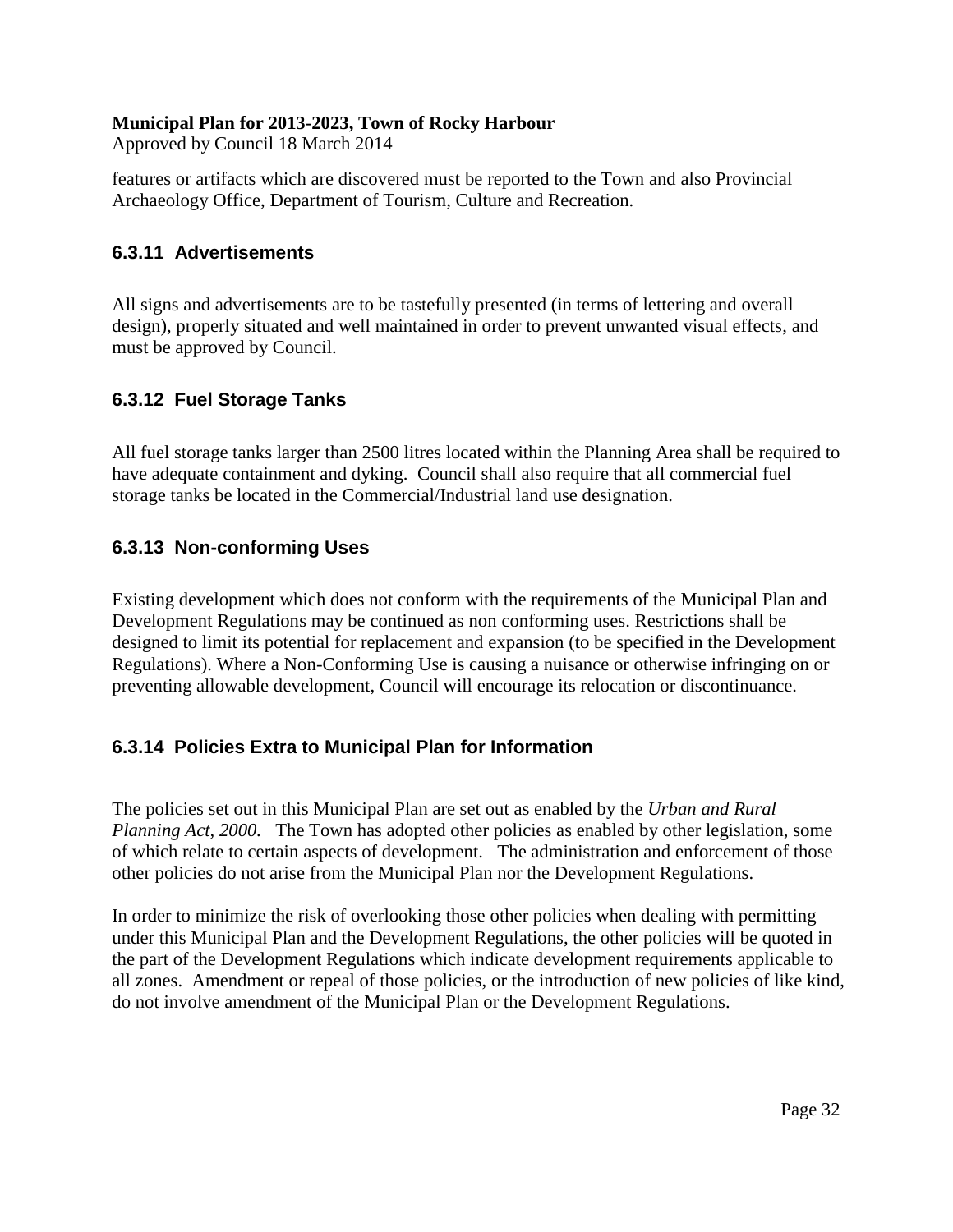features or artifacts which are discovered must be reported to the Town and also Provincial Archaeology Office, Department of Tourism, Culture and Recreation.

### 6.3.11 Advertisements

All signs and advertisements are to be tastefully presented (in terms of lettering and overall design), properly situated and well maintained in order to prevent unwanted visual effects, and must be approved by Council.

### 6.3.12 Fuel Storage Tanks

All fuel storage tanks larger than 2500 litres located within the Planning Area shall be required to have adequate containment and dyking. Council shall also require that all commercial fuel storage tanks be located in the Commercial/Industrial land use designation.

### 6.3.13 Non-conforming Uses

Existing development which does not conform with the requirements of the Municipal Plan and Development Regulations may be continued as non conforming uses. Restrictions shall be designed to limit its potential for replacement and expansion (to be specified in the Development Regulations). Where a Non-Conforming Use is causing a nuisance or otherwise infringing on or preventing allowable development, Council will encourage its relocation or discontinuance.

### 6.3.14 Policies Extra to Municipal Plan for Information

The policies set out in this Municipal Plan are set out as enabled by the *Urban and Rural Planning Act, 2000.* The Town has adopted other policies as enabled by other legislation, some of which relate to certain aspects of development. The administration and enforcement of those other policies do not arise from the Municipal Plan nor the Development Regulations.

In order to minimize the risk of overlooking those other policies when dealing with permitting under this Municipal Plan and the Development Regulations, the other policies will be quoted in the part of the Development Regulations which indicate development requirements applicable to all zones. Amendment or repeal of those policies, or the introduction of new policies of like kind, do not involve amendment of the Municipal Plan or the Development Regulations.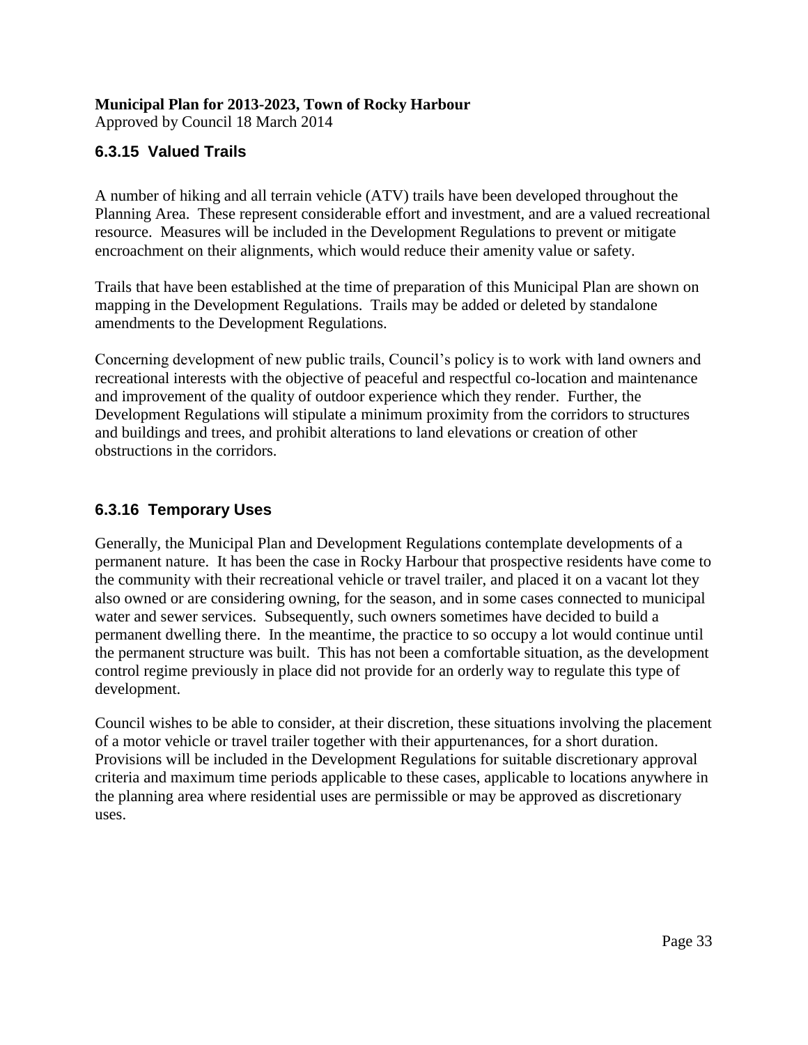### 6.3.15 Valued Trails

A number of hiking and all terrain vehicle (ATV) trails have been developed throughout the Planning Area. These represent considerable effort and investment, and are a valued recreational resource. Measures will be included in the Development Regulations to prevent or mitigate encroachment on their alignments, which would reduce their amenity value or safety.

Trails that have been established at the time of preparation of this Municipal Plan are shown on mapping in the Development Regulations. Trails may be added or deleted by standalone amendments to the Development Regulations.

Concerning development of new public trails, Council's policy is to work with land owners and recreational interests with the objective of peaceful and respectful co-location and maintenance and improvement of the quality of outdoor experience which they render. Further, the Development Regulations will stipulate a minimum proximity from the corridors to structures and buildings and trees, and prohibit alterations to land elevations or creation of other obstructions in the corridors.

### 6.3.16 Temporary Uses

Generally, the Municipal Plan and Development Regulations contemplate developments of a permanent nature. It has been the case in Rocky Harbour that prospective residents have come to the community with their recreational vehicle or travel trailer, and placed it on a vacant lot they also owned or are considering owning, for the season, and in some cases connected to municipal water and sewer services. Subsequently, such owners sometimes have decided to build a permanent dwelling there. In the meantime, the practice to so occupy a lot would continue until the permanent structure was built. This has not been a comfortable situation, as the development control regime previously in place did not provide for an orderly way to regulate this type of development.

Council wishes to be able to consider, at their discretion, these situations involving the placement of a motor vehicle or travel trailer together with their appurtenances, for a short duration. Provisions will be included in the Development Regulations for suitable discretionary approval criteria and maximum time periods applicable to these cases, applicable to locations anywhere in the planning area where residential uses are permissible or may be approved as discretionary uses.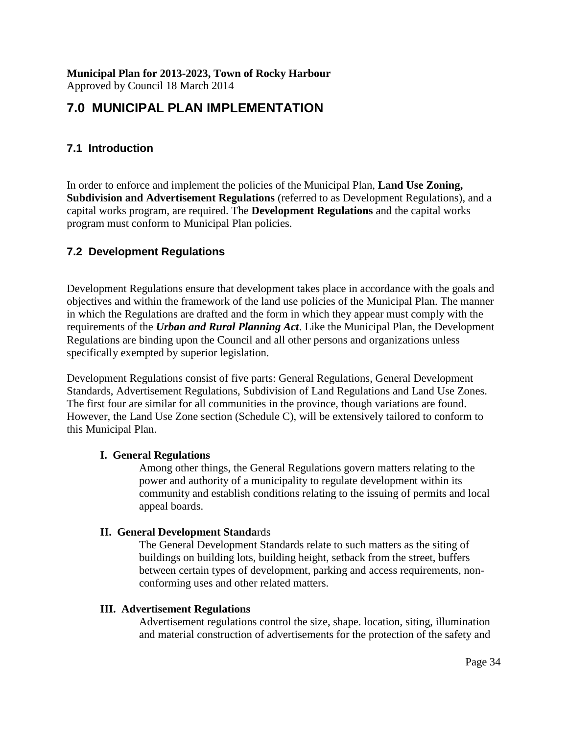**Municipal Plan for 2013-2023, Town of Rocky Harbour**
Approved by Council 18 March 2014

# 7.0 MUNICIPAL PLAN IMPLEMENTATION

## 7.1 Introduction

In order to enforce and implement the policies of the Municipal Plan, **Land Use Zoning, Subdivision and Advertisement Regulations** (referred to as Development Regulations), and a capital works program, are required. The **Development Regulations** and the capital works program must conform to Municipal Plan policies.

## 7.2 Development Regulations

Development Regulations ensure that development takes place in accordance with the goals and objectives and within the framework of the land use policies of the Municipal Plan. The manner in which the Regulations are drafted and the form in which they appear must comply with the requirements of the ***Urban and Rural Planning Act***. Like the Municipal Plan, the Development Regulations are binding upon the Council and all other persons and organizations unless specifically exempted by superior legislation.

Development Regulations consist of five parts: General Regulations, General Development Standards, Advertisement Regulations, Subdivision of Land Regulations and Land Use Zones. The first four are similar for all communities in the province, though variations are found. However, the Land Use Zone section (Schedule C), will be extensively tailored to conform to this Municipal Plan.

**I. General Regulations**

Among other things, the General Regulations govern matters relating to the power and authority of a municipality to regulate development within its community and establish conditions relating to the issuing of permits and local appeal boards.

**II. General Development Standa**rds

The General Development Standards relate to such matters as the siting of buildings on building lots, building height, setback from the street, buffers between certain types of development, parking and access requirements, non-conforming uses and other related matters.

**III. Advertisement Regulations**

Advertisement regulations control the size, shape. location, siting, illumination and material construction of advertisements for the protection of the safety and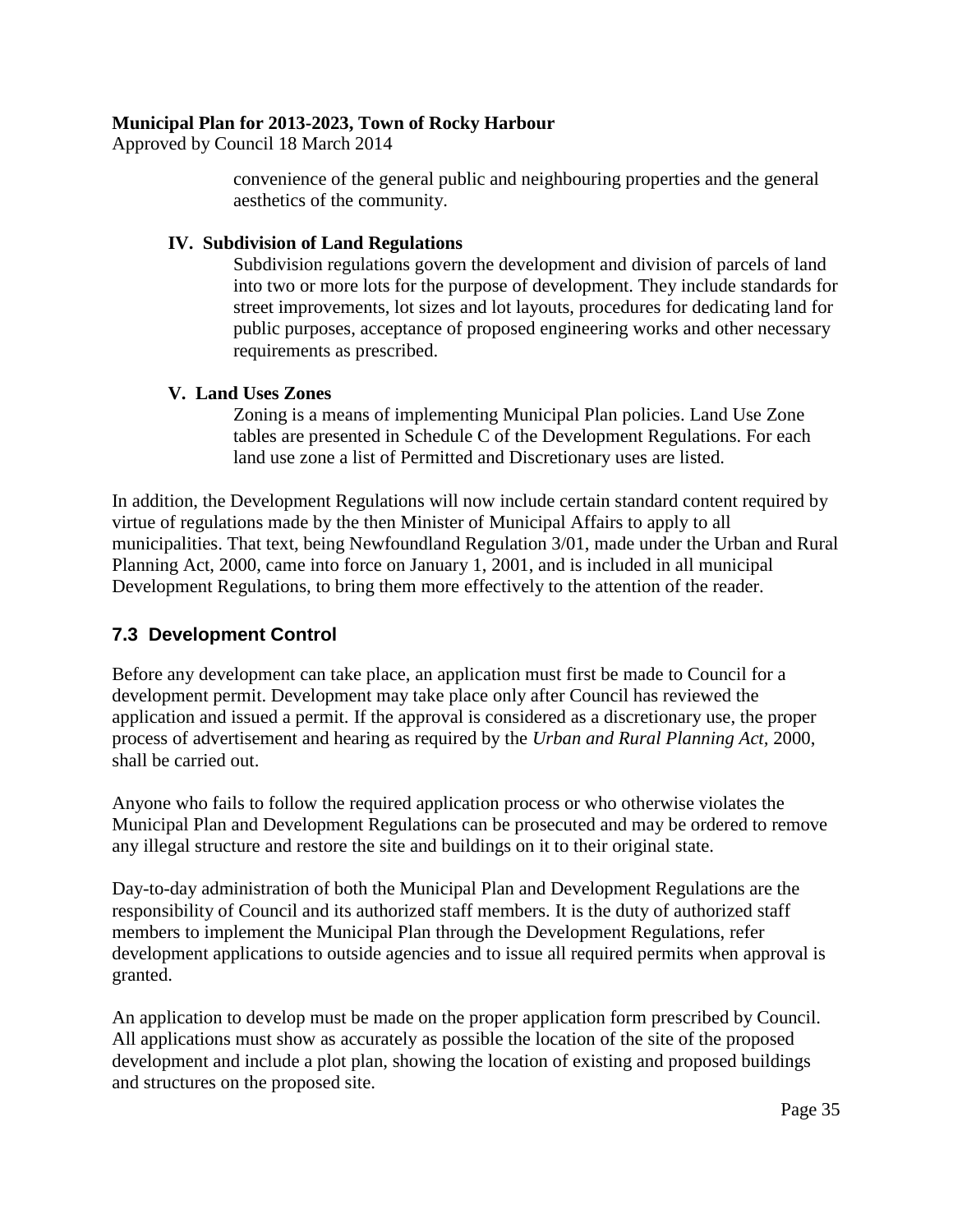convenience of the general public and neighbouring properties and the general aesthetics of the community.

**IV. Subdivision of Land Regulations**

Subdivision regulations govern the development and division of parcels of land into two or more lots for the purpose of development. They include standards for street improvements, lot sizes and lot layouts, procedures for dedicating land for public purposes, acceptance of proposed engineering works and other necessary requirements as prescribed.

**V. Land Uses Zones**

Zoning is a means of implementing Municipal Plan policies. Land Use Zone tables are presented in Schedule C of the Development Regulations. For each land use zone a list of Permitted and Discretionary uses are listed.

In addition, the Development Regulations will now include certain standard content required by virtue of regulations made by the then Minister of Municipal Affairs to apply to all municipalities. That text, being Newfoundland Regulation 3/01, made under the Urban and Rural Planning Act, 2000, came into force on January 1, 2001, and is included in all municipal Development Regulations, to bring them more effectively to the attention of the reader.

## 7.3 Development Control

Before any development can take place, an application must first be made to Council for a development permit. Development may take place only after Council has reviewed the application and issued a permit. If the approval is considered as a discretionary use, the proper process of advertisement and hearing as required by the *Urban and Rural Planning Act,* 2000, shall be carried out.

Anyone who fails to follow the required application process or who otherwise violates the Municipal Plan and Development Regulations can be prosecuted and may be ordered to remove any illegal structure and restore the site and buildings on it to their original state.

Day-to-day administration of both the Municipal Plan and Development Regulations are the responsibility of Council and its authorized staff members. It is the duty of authorized staff members to implement the Municipal Plan through the Development Regulations, refer development applications to outside agencies and to issue all required permits when approval is granted.

An application to develop must be made on the proper application form prescribed by Council. All applications must show as accurately as possible the location of the site of the proposed development and include a plot plan, showing the location of existing and proposed buildings and structures on the proposed site.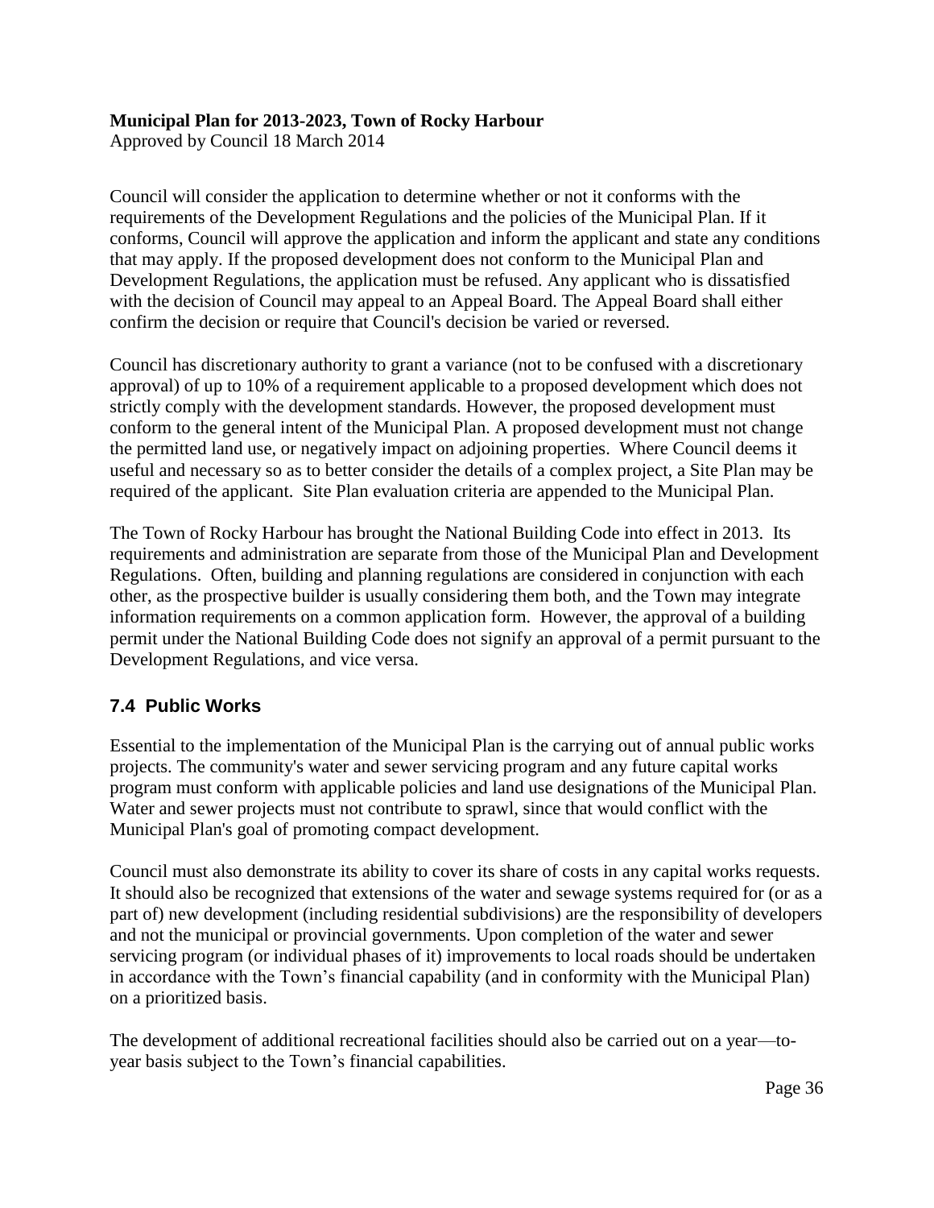Council will consider the application to determine whether or not it conforms with the requirements of the Development Regulations and the policies of the Municipal Plan. If it conforms, Council will approve the application and inform the applicant and state any conditions that may apply. If the proposed development does not conform to the Municipal Plan and Development Regulations, the application must be refused. Any applicant who is dissatisfied with the decision of Council may appeal to an Appeal Board. The Appeal Board shall either confirm the decision or require that Council's decision be varied or reversed.

Council has discretionary authority to grant a variance (not to be confused with a discretionary approval) of up to 10% of a requirement applicable to a proposed development which does not strictly comply with the development standards. However, the proposed development must conform to the general intent of the Municipal Plan. A proposed development must not change the permitted land use, or negatively impact on adjoining properties. Where Council deems it useful and necessary so as to better consider the details of a complex project, a Site Plan may be required of the applicant. Site Plan evaluation criteria are appended to the Municipal Plan.

The Town of Rocky Harbour has brought the National Building Code into effect in 2013. Its requirements and administration are separate from those of the Municipal Plan and Development Regulations. Often, building and planning regulations are considered in conjunction with each other, as the prospective builder is usually considering them both, and the Town may integrate information requirements on a common application form. However, the approval of a building permit under the National Building Code does not signify an approval of a permit pursuant to the Development Regulations, and vice versa.

### 7.4 Public Works

Essential to the implementation of the Municipal Plan is the carrying out of annual public works projects. The community's water and sewer servicing program and any future capital works program must conform with applicable policies and land use designations of the Municipal Plan. Water and sewer projects must not contribute to sprawl, since that would conflict with the Municipal Plan's goal of promoting compact development.

Council must also demonstrate its ability to cover its share of costs in any capital works requests. It should also be recognized that extensions of the water and sewage systems required for (or as a part of) new development (including residential subdivisions) are the responsibility of developers and not the municipal or provincial governments. Upon completion of the water and sewer servicing program (or individual phases of it) improvements to local roads should be undertaken in accordance with the Town's financial capability (and in conformity with the Municipal Plan) on a prioritized basis.

The development of additional recreational facilities should also be carried out on a year—to-year basis subject to the Town's financial capabilities.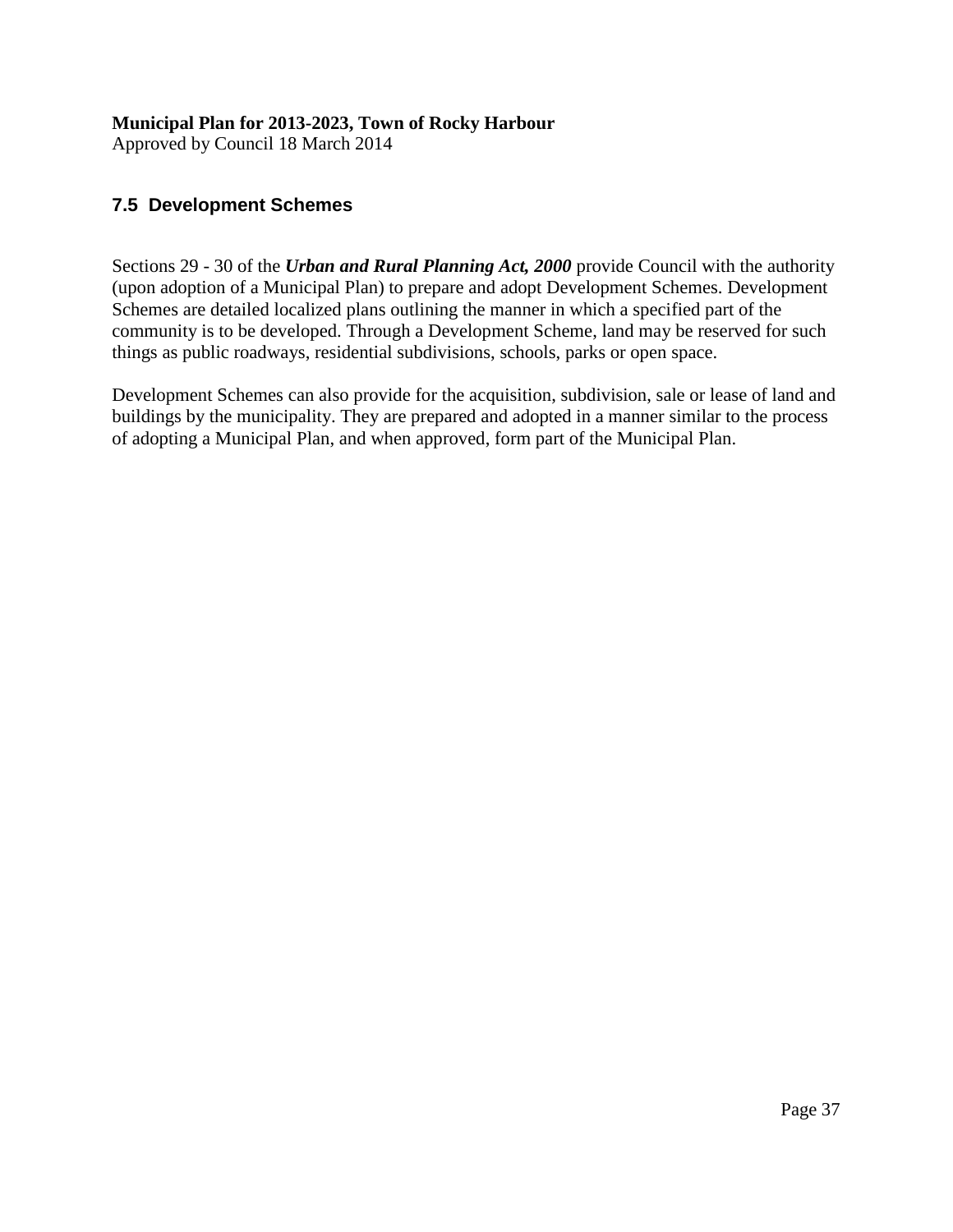## 7.5 Development Schemes

Sections 29 - 30 of the ***Urban and Rural Planning Act, 2000*** provide Council with the authority (upon adoption of a Municipal Plan) to prepare and adopt Development Schemes. Development Schemes are detailed localized plans outlining the manner in which a specified part of the community is to be developed. Through a Development Scheme, land may be reserved for such things as public roadways, residential subdivisions, schools, parks or open space.

Development Schemes can also provide for the acquisition, subdivision, sale or lease of land and buildings by the municipality. They are prepared and adopted in a manner similar to the process of adopting a Municipal Plan, and when approved, form part of the Municipal Plan.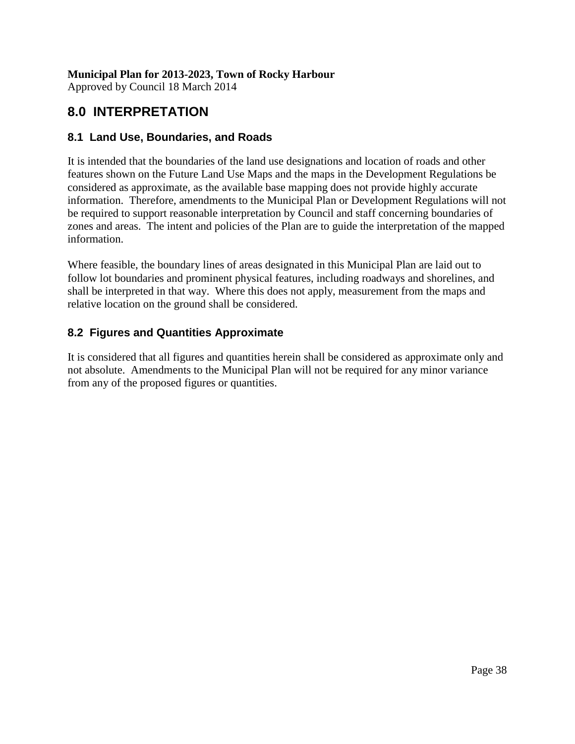## 8.0 INTERPRETATION

### 8.1 Land Use, Boundaries, and Roads

It is intended that the boundaries of the land use designations and location of roads and other features shown on the Future Land Use Maps and the maps in the Development Regulations be considered as approximate, as the available base mapping does not provide highly accurate information. Therefore, amendments to the Municipal Plan or Development Regulations will not be required to support reasonable interpretation by Council and staff concerning boundaries of zones and areas. The intent and policies of the Plan are to guide the interpretation of the mapped information.

Where feasible, the boundary lines of areas designated in this Municipal Plan are laid out to follow lot boundaries and prominent physical features, including roadways and shorelines, and shall be interpreted in that way. Where this does not apply, measurement from the maps and relative location on the ground shall be considered.

### 8.2 Figures and Quantities Approximate

It is considered that all figures and quantities herein shall be considered as approximate only and not absolute. Amendments to the Municipal Plan will not be required for any minor variance from any of the proposed figures or quantities.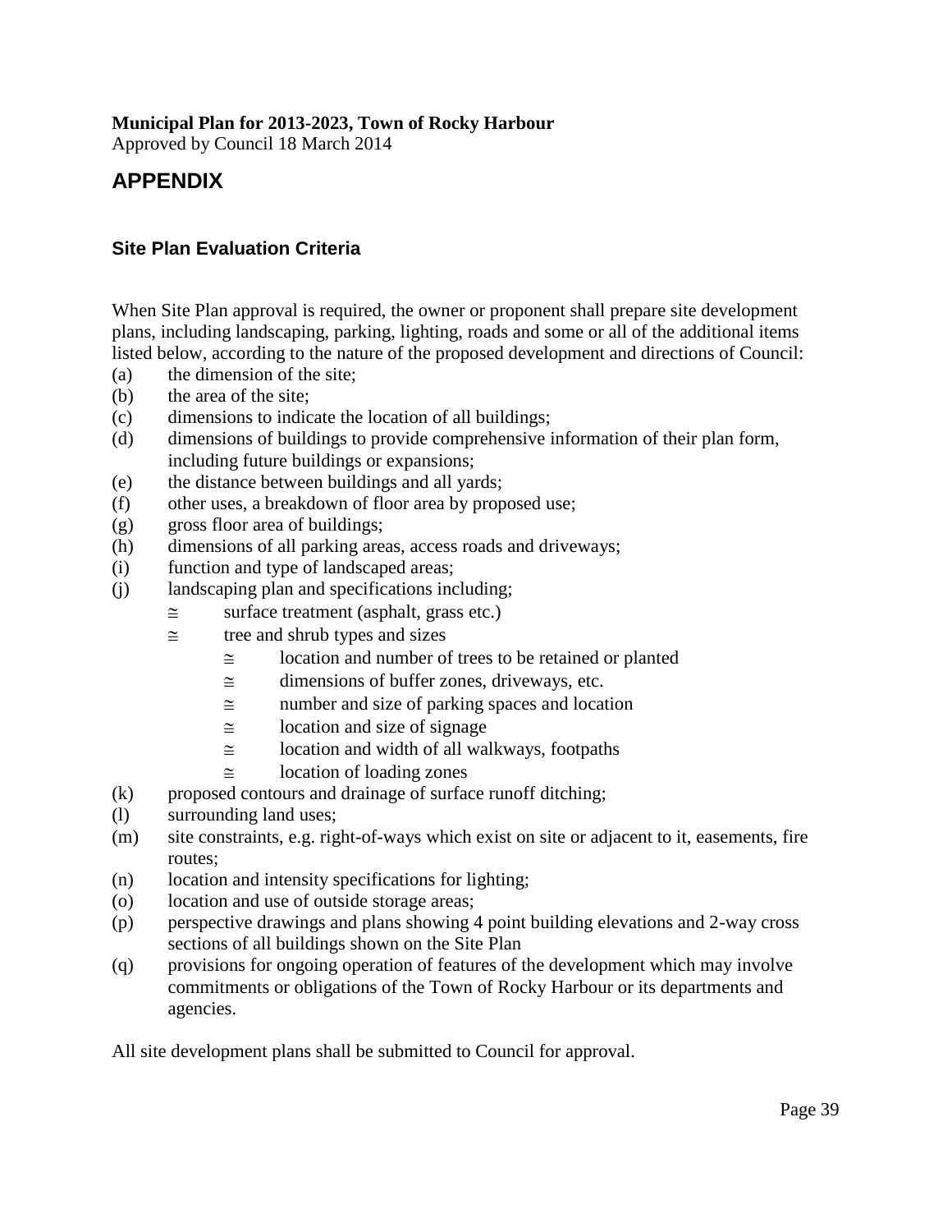**Municipal Plan for 2013-2023, Town of Rocky Harbour**
Approved by Council 18 March 2014

# APPENDIX

## Site Plan Evaluation Criteria

When Site Plan approval is required, the owner or proponent shall prepare site development plans, including landscaping, parking, lighting, roads and some or all of the additional items listed below, according to the nature of the proposed development and directions of Council:

(a) the dimension of the site;
(b) the area of the site;
(c) dimensions to indicate the location of all buildings;
(d) dimensions of buildings to provide comprehensive information of their plan form, including future buildings or expansions;
(e) the distance between buildings and all yards;
(f) other uses, a breakdown of floor area by proposed use;
(g) gross floor area of buildings;
(h) dimensions of all parking areas, access roads and driveways;
(i) function and type of landscaped areas;
(j) landscaping plan and specifications including;
  ≅ surface treatment (asphalt, grass etc.)
  ≅ tree and shrub types and sizes
    ≅ location and number of trees to be retained or planted
    ≅ dimensions of buffer zones, driveways, etc.
    ≅ number and size of parking spaces and location
    ≅ location and size of signage
    ≅ location and width of all walkways, footpaths
    ≅ location of loading zones
(k) proposed contours and drainage of surface runoff ditching;
(l) surrounding land uses;
(m) site constraints, e.g. right-of-ways which exist on site or adjacent to it, easements, fire routes;
(n) location and intensity specifications for lighting;
(o) location and use of outside storage areas;
(p) perspective drawings and plans showing 4 point building elevations and 2-way cross sections of all buildings shown on the Site Plan
(q) provisions for ongoing operation of features of the development which may involve commitments or obligations of the Town of Rocky Harbour or its departments and agencies.

All site development plans shall be submitted to Council for approval.